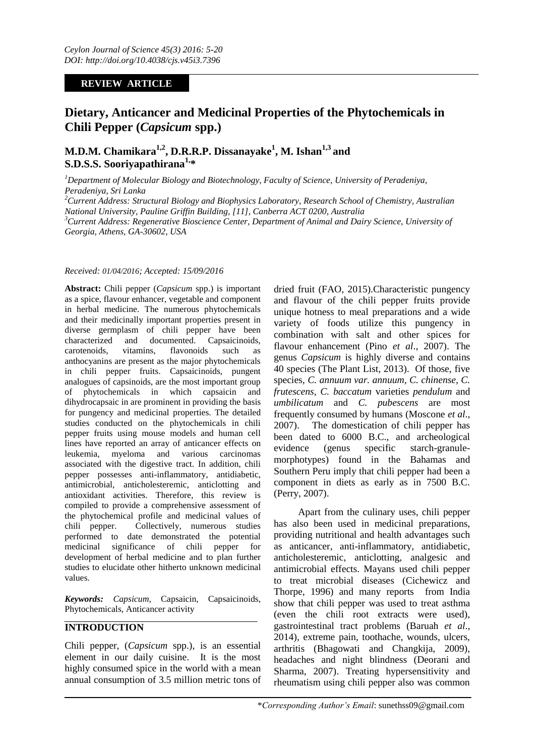*Ceylon Journal of Science 45(3) 2016: 5-20*
*DOI: http://doi.org/10.4038/cjs.v45i3.7396*

**REVIEW ARTICLE**

# Dietary, Anticancer and Medicinal Properties of the Phytochemicals in Chili Pepper (*Capsicum* spp.)

**M.D.M. Chamikara[1,2], D.R.R.P. Dissanayake[1], M. Ishan[1,3] and S.D.S.S. Sooriyapathirana[1,*]**

[1]*Department of Molecular Biology and Biotechnology, Faculty of Science, University of Peradeniya, Peradeniya, Sri Lanka*

[2]*Current Address: Structural Biology and Biophysics Laboratory, Research School of Chemistry, Australian National University, Pauline Griffin Building, [11], Canberra ACT 0200, Australia*

[3]*Current Address: Regenerative Bioscience Center, Department of Animal and Dairy Science, University of Georgia, Athens, GA-30602, USA*

*Received: 01/04/2016; Accepted: 15/09/2016*

**Abstract:** Chili pepper (*Capsicum* spp.) is important as a spice, flavour enhancer, vegetable and component in herbal medicine. The numerous phytochemicals and their medicinally important properties present in diverse germplasm of chili pepper have been characterized and documented. Capsaicinoids, carotenoids, vitamins, flavonoids such as anthocyanins are present as the major phytochemicals in chili pepper fruits. Capsaicinoids, pungent analogues of capsinoids, are the most important group of phytochemicals in which capsaicin and dihydrocapsaic in are prominent in providing the basis for pungency and medicinal properties. The detailed studies conducted on the phytochemicals in chili pepper fruits using mouse models and human cell lines have reported an array of anticancer effects on leukemia, myeloma and various carcinomas associated with the digestive tract. In addition, chili pepper possesses anti-inflammatory, antidiabetic, antimicrobial, anticholesteremic, anticlotting and antioxidant activities. Therefore, this review is compiled to provide a comprehensive assessment of the phytochemical profile and medicinal values of chili pepper. Collectively, numerous studies performed to date demonstrated the potential medicinal significance of chili pepper for development of herbal medicine and to plan further studies to elucidate other hitherto unknown medicinal values.

***Keywords:*** *Capsicum*, Capsaicin, Capsaicinoids, Phytochemicals, Anticancer activity

## INTRODUCTION

Chili pepper, (*Capsicum* spp.), is an essential element in our daily cuisine. It is the most highly consumed spice in the world with a mean annual consumption of 3.5 million metric tons of dried fruit (FAO, 2015).Characteristic pungency and flavour of the chili pepper fruits provide unique hotness to meal preparations and a wide variety of foods utilize this pungency in combination with salt and other spices for flavour enhancement (Pino *et al*., 2007). The genus *Capsicum* is highly diverse and contains 40 species (The Plant List, 2013). Of those, five species, *C. annuum var. annuum*, *C. chinense*, *C. frutescens*, *C. baccatum* varieties *pendulum* and *umbilicatum* and *C. pubescens* are most frequently consumed by humans (Moscone *et al*., 2007). The domestication of chili pepper has been dated to 6000 B.C., and archeological evidence (genus specific starch-granule-morphotypes) found in the Bahamas and Southern Peru imply that chili pepper had been a component in diets as early as in 7500 B.C. (Perry, 2007).

Apart from the culinary uses, chili pepper has also been used in medicinal preparations, providing nutritional and health advantages such as anticancer, anti-inflammatory, antidiabetic, anticholesteremic, anticlotting, analgesic and antimicrobial effects. Mayans used chili pepper to treat microbial diseases (Cichewicz and Thorpe, 1996) and many reports from India show that chili pepper was used to treat asthma (even the chili root extracts were used), gastrointestinal tract problems (Baruah *et al*., 2014), extreme pain, toothache, wounds, ulcers, arthritis (Bhagowati and Changkija, 2009), headaches and night blindness (Deorani and Sharma, 2007). Treating hypersensitivity and rheumatism using chili pepper also was common

\**Corresponding Author's Email*: sunethss09@gmail.com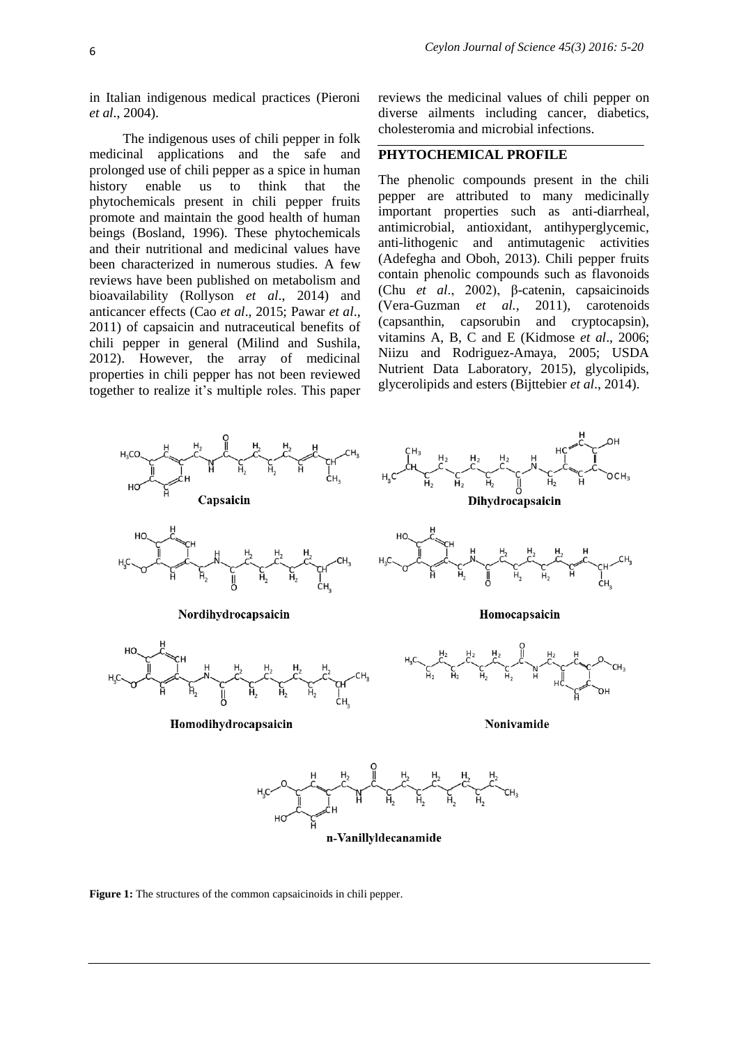in Italian indigenous medical practices (Pieroni *et al*., 2004).

The indigenous uses of chili pepper in folk medicinal applications and the safe and prolonged use of chili pepper as a spice in human history enable us to think that the phytochemicals present in chili pepper fruits promote and maintain the good health of human beings (Bosland, 1996). These phytochemicals and their nutritional and medicinal values have been characterized in numerous studies. A few reviews have been published on metabolism and bioavailability (Rollyson *et al*., 2014) and anticancer effects (Cao *et al*., 2015; Pawar *et al*., 2011) of capsaicin and nutraceutical benefits of chili pepper in general (Milind and Sushila, 2012). However, the array of medicinal properties in chili pepper has not been reviewed together to realize it's multiple roles. This paper reviews the medicinal values of chili pepper on diverse ailments including cancer, diabetics, cholesteromia and microbial infections.

## PHYTOCHEMICAL PROFILE

The phenolic compounds present in the chili pepper are attributed to many medicinally important properties such as anti-diarrheal, antimicrobial, antioxidant, antihyperglycemic, anti-lithogenic and antimutagenic activities (Adefegha and Oboh, 2013). Chili pepper fruits contain phenolic compounds such as flavonoids (Chu *et al*., 2002), β-catenin, capsaicinoids (Vera-Guzman *et al.*, 2011), carotenoids (capsanthin, capsorubin and cryptocapsin), vitamins A, B, C and E (Kidmose *et al*., 2006; Niizu and Rodriguez-Amaya, 2005; USDA Nutrient Data Laboratory, 2015), glycolipids, glycerolipids and esters (Bijttebier *et al*., 2014).

Capsaicin

Dihydrocapsaicin

Nordihydrocapsaicin

Homocapsaicin

Homodihydrocapsaicin

Nonivamide

n-Vanillyldecanamide

**Figure 1:** The structures of the common capsaicinoids in chili pepper.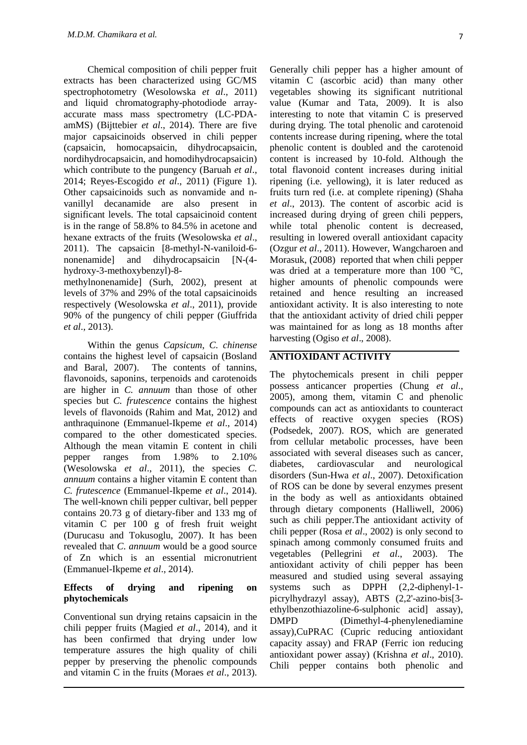Chemical composition of chili pepper fruit extracts has been characterized using GC/MS spectrophotometry (Wesolowska *et al*., 2011) and liquid chromatography-photodiode array-accurate mass mass spectrometry (LC-PDA-amMS) (Bijttebier *et al*., 2014). There are five major capsaicinoids observed in chili pepper (capsaicin, homocapsaicin, dihydrocapsaicin, nordihydrocapsaicin, and homodihydrocapsaicin) which contribute to the pungency (Baruah *et al*., 2014; Reyes-Escogido *et al*., 2011) (Figure 1). Other capsaicinoids such as nonvamide and n-vanillyl decanamide are also present in significant levels. The total capsaicinoid content is in the range of 58.8% to 84.5% in acetone and hexane extracts of the fruits (Wesolowska *et al*., 2011). The capsaicin [8-methyl-N-vaniloid-6-nonenamide] and dihydrocapsaicin [N-(4-hydroxy-3-methoxybenzyl)-8-methylnonenamide] (Surh, 2002), present at levels of 37% and 29% of the total capsaicinoids respectively (Wesolowska *et al*., 2011), provide 90% of the pungency of chili pepper (Giuffrida *et al*., 2013).

Within the genus *Capsicum*, *C. chinense* contains the highest level of capsaicin (Bosland and Baral, 2007). The contents of tannins, flavonoids, saponins, terpenoids and carotenoids are higher in *C. annuum* than those of other species but *C. frutescence* contains the highest levels of flavonoids (Rahim and Mat, 2012) and anthraquinone (Emmanuel-Ikpeme *et al*., 2014) compared to the other domesticated species. Although the mean vitamin E content in chili pepper ranges from 1.98% to 2.10% (Wesolowska *et al*., 2011), the species *C. annuum* contains a higher vitamin E content than *C. frutescence* (Emmanuel-Ikpeme *et al*., 2014). The well-known chili pepper cultivar, bell pepper contains 20.73 g of dietary-fiber and 133 mg of vitamin C per 100 g of fresh fruit weight (Durucasu and Tokusoglu, 2007). It has been revealed that *C. annuum* would be a good source of Zn which is an essential micronutrient (Emmanuel-Ikpeme *et al*., 2014).

### Effects of drying and ripening on phytochemicals

Conventional sun drying retains capsaicin in the chili pepper fruits (Magied *et al*., 2014), and it has been confirmed that drying under low temperature assures the high quality of chili pepper by preserving the phenolic compounds and vitamin C in the fruits (Moraes *et al*., 2013). Generally chili pepper has a higher amount of vitamin C (ascorbic acid) than many other vegetables showing its significant nutritional value (Kumar and Tata, 2009). It is also interesting to note that vitamin C is preserved during drying. The total phenolic and carotenoid contents increase during ripening, where the total phenolic content is doubled and the carotenoid content is increased by 10-fold. Although the total flavonoid content increases during initial ripening (i.e. yellowing), it is later reduced as fruits turn red (i.e. at complete ripening) (Shaha *et al*., 2013). The content of ascorbic acid is increased during drying of green chili peppers, while total phenolic content is decreased, resulting in lowered overall antioxidant capacity (Ozgur *et al*., 2011). However, Wangcharoen and Morasuk, (2008) reported that when chili pepper was dried at a temperature more than 100 °C, higher amounts of phenolic compounds were retained and hence resulting an increased antioxidant activity. It is also interesting to note that the antioxidant activity of dried chili pepper was maintained for as long as 18 months after harvesting (Ogiso *et al*., 2008).

## ANTIOXIDANT ACTIVITY

The phytochemicals present in chili pepper possess anticancer properties (Chung *et al*., 2005), among them, vitamin C and phenolic compounds can act as antioxidants to counteract effects of reactive oxygen species (ROS) (Podsedek, 2007). ROS, which are generated from cellular metabolic processes, have been associated with several diseases such as cancer, diabetes, cardiovascular and neurological disorders (Sun-Hwa *et al*., 2007). Detoxification of ROS can be done by several enzymes present in the body as well as antioxidants obtained through dietary components (Halliwell, 2006) such as chili pepper.The antioxidant activity of chili pepper (Rosa *et al*., 2002) is only second to spinach among commonly consumed fruits and vegetables (Pellegrini *et al.*, 2003). The antioxidant activity of chili pepper has been measured and studied using several assaying systems such as DPPH (2,2-diphenyl-1-picrylhydrazyl assay), ABTS (2,2'-azino-bis[3-ethylbenzothiazoline-6-sulphonic acid] assay), DMPD (Dimethyl-4-phenylenediamine assay),CuPRAC (Cupric reducing antioxidant capacity assay) and FRAP (Ferric ion reducing antioxidant power assay) (Krishna *et al*., 2010). Chili pepper contains both phenolic and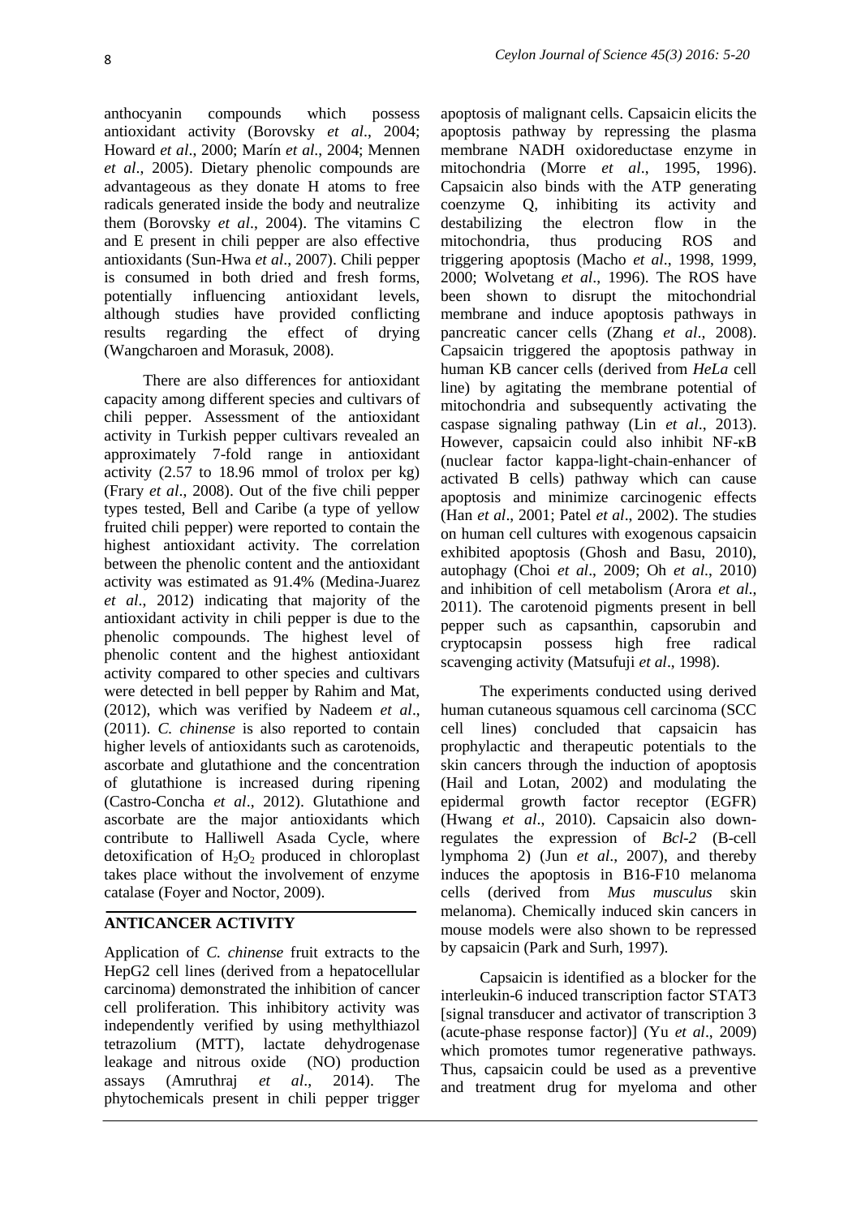anthocyanin compounds which possess antioxidant activity (Borovsky *et al*., 2004; Howard *et al*., 2000; Marín *et al*., 2004; Mennen *et al*., 2005). Dietary phenolic compounds are advantageous as they donate H atoms to free radicals generated inside the body and neutralize them (Borovsky *et al*., 2004). The vitamins C and E present in chili pepper are also effective antioxidants (Sun-Hwa *et al*., 2007). Chili pepper is consumed in both dried and fresh forms, potentially influencing antioxidant levels, although studies have provided conflicting results regarding the effect of drying (Wangcharoen and Morasuk, 2008).

There are also differences for antioxidant capacity among different species and cultivars of chili pepper. Assessment of the antioxidant activity in Turkish pepper cultivars revealed an approximately 7-fold range in antioxidant activity (2.57 to 18.96 mmol of trolox per kg) (Frary *et al*., 2008). Out of the five chili pepper types tested, Bell and Caribe (a type of yellow fruited chili pepper) were reported to contain the highest antioxidant activity. The correlation between the phenolic content and the antioxidant activity was estimated as 91.4% (Medina-Juarez *et al*., 2012) indicating that majority of the antioxidant activity in chili pepper is due to the phenolic compounds. The highest level of phenolic content and the highest antioxidant activity compared to other species and cultivars were detected in bell pepper by Rahim and Mat, (2012), which was verified by Nadeem *et al*., (2011). *C. chinense* is also reported to contain higher levels of antioxidants such as carotenoids, ascorbate and glutathione and the concentration of glutathione is increased during ripening (Castro-Concha *et al*., 2012). Glutathione and ascorbate are the major antioxidants which contribute to Halliwell Asada Cycle, where detoxification of $H_2O_2$ produced in chloroplast takes place without the involvement of enzyme catalase (Foyer and Noctor, 2009).

## ANTICANCER ACTIVITY

Application of *C. chinense* fruit extracts to the HepG2 cell lines (derived from a hepatocellular carcinoma) demonstrated the inhibition of cancer cell proliferation. This inhibitory activity was independently verified by using methylthiazol tetrazolium (MTT), lactate dehydrogenase leakage and nitrous oxide (NO) production assays (Amruthraj *et al*., 2014). The phytochemicals present in chili pepper trigger apoptosis of malignant cells. Capsaicin elicits the apoptosis pathway by repressing the plasma membrane NADH oxidoreductase enzyme in mitochondria (Morre *et al*., 1995, 1996). Capsaicin also binds with the ATP generating coenzyme Q, inhibiting its activity and destabilizing the electron flow in the mitochondria, thus producing ROS and triggering apoptosis (Macho *et al*., 1998, 1999, 2000; Wolvetang *et al*., 1996). The ROS have been shown to disrupt the mitochondrial membrane and induce apoptosis pathways in pancreatic cancer cells (Zhang *et al*., 2008). Capsaicin triggered the apoptosis pathway in human KB cancer cells (derived from *HeLa* cell line) by agitating the membrane potential of mitochondria and subsequently activating the caspase signaling pathway (Lin *et al*., 2013). However, capsaicin could also inhibit NF-κB (nuclear factor kappa-light-chain-enhancer of activated B cells) pathway which can cause apoptosis and minimize carcinogenic effects (Han *et al*., 2001; Patel *et al*., 2002). The studies on human cell cultures with exogenous capsaicin exhibited apoptosis (Ghosh and Basu, 2010), autophagy (Choi *et al*., 2009; Oh *et al*., 2010) and inhibition of cell metabolism (Arora *et al*., 2011). The carotenoid pigments present in bell pepper such as capsanthin, capsorubin and cryptocapsin possess high free radical scavenging activity (Matsufuji *et al*., 1998).

The experiments conducted using derived human cutaneous squamous cell carcinoma (SCC cell lines) concluded that capsaicin has prophylactic and therapeutic potentials to the skin cancers through the induction of apoptosis (Hail and Lotan, 2002) and modulating the epidermal growth factor receptor (EGFR) (Hwang *et al*., 2010). Capsaicin also down-regulates the expression of *Bcl-2* (B-cell lymphoma 2) (Jun *et al*., 2007), and thereby induces the apoptosis in B16-F10 melanoma cells (derived from *Mus musculus* skin melanoma). Chemically induced skin cancers in mouse models were also shown to be repressed by capsaicin (Park and Surh, 1997).

Capsaicin is identified as a blocker for the interleukin-6 induced transcription factor STAT3 [signal transducer and activator of transcription 3 (acute-phase response factor)] (Yu *et al*., 2009) which promotes tumor regenerative pathways. Thus, capsaicin could be used as a preventive and treatment drug for myeloma and other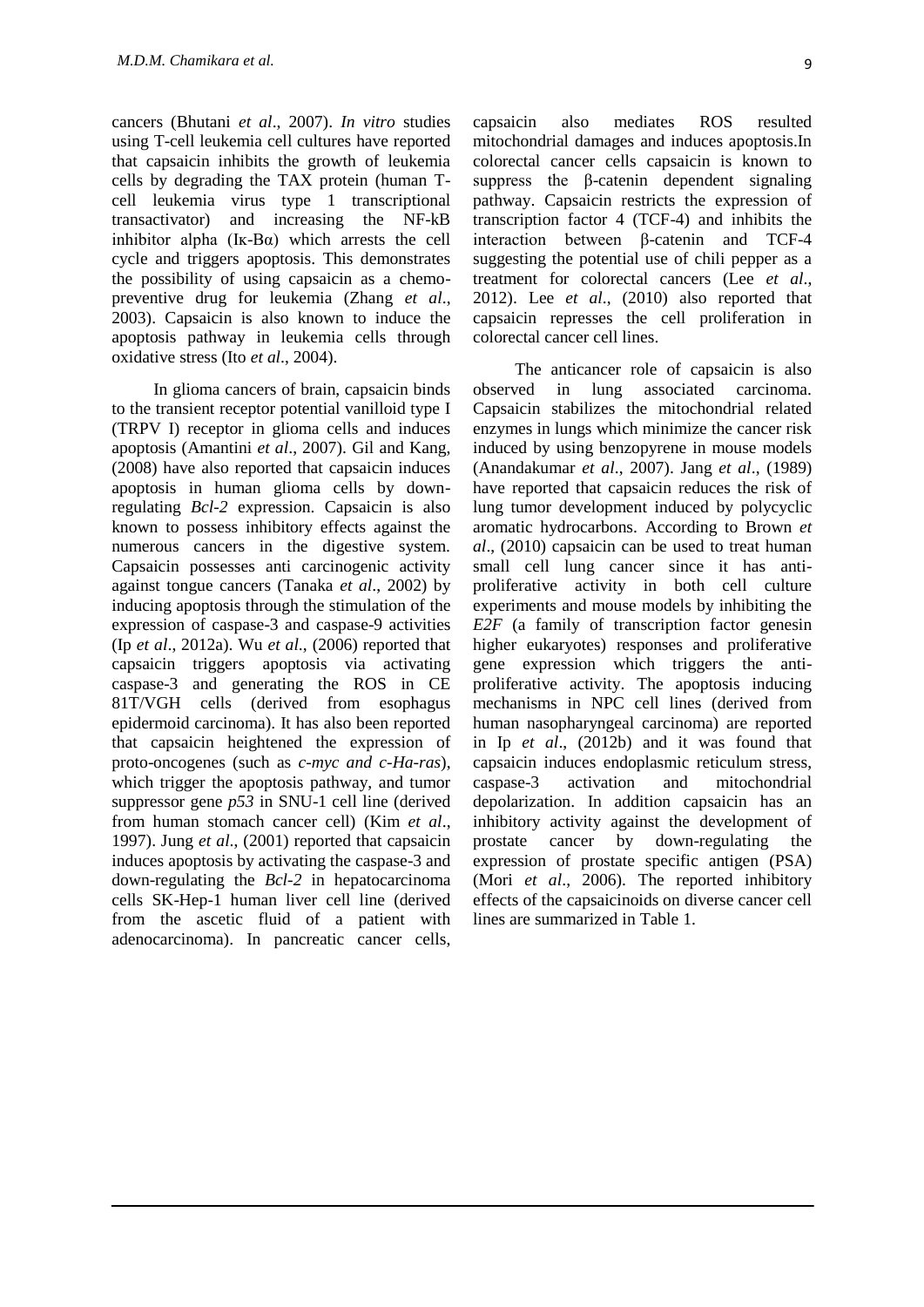cancers (Bhutani *et al*., 2007). *In vitro* studies using T-cell leukemia cell cultures have reported that capsaicin inhibits the growth of leukemia cells by degrading the TAX protein (human T-cell leukemia virus type 1 transcriptional transactivator) and increasing the NF-kB inhibitor alpha (Iκ-Bα) which arrests the cell cycle and triggers apoptosis. This demonstrates the possibility of using capsaicin as a chemo-preventive drug for leukemia (Zhang *et al*., 2003). Capsaicin is also known to induce the apoptosis pathway in leukemia cells through oxidative stress (Ito *et al*., 2004).

In glioma cancers of brain, capsaicin binds to the transient receptor potential vanilloid type I (TRPV I) receptor in glioma cells and induces apoptosis (Amantini *et al*., 2007). Gil and Kang, (2008) have also reported that capsaicin induces apoptosis in human glioma cells by down-regulating *Bcl-2* expression. Capsaicin is also known to possess inhibitory effects against the numerous cancers in the digestive system. Capsaicin possesses anti carcinogenic activity against tongue cancers (Tanaka *et al*., 2002) by inducing apoptosis through the stimulation of the expression of caspase-3 and caspase-9 activities (Ip *et al*., 2012a). Wu *et al*., (2006) reported that capsaicin triggers apoptosis via activating caspase-3 and generating the ROS in CE 81T/VGH cells (derived from esophagus epidermoid carcinoma). It has also been reported that capsaicin heightened the expression of proto-oncogenes (such as *c-myc and c-Ha-ras*), which trigger the apoptosis pathway, and tumor suppressor gene *p53* in SNU-1 cell line (derived from human stomach cancer cell) (Kim *et al*., 1997). Jung *et al*., (2001) reported that capsaicin induces apoptosis by activating the caspase-3 and down-regulating the *Bcl-2* in hepatocarcinoma cells SK-Hep-1 human liver cell line (derived from the ascetic fluid of a patient with adenocarcinoma). In pancreatic cancer cells, capsaicin also mediates ROS resulted mitochondrial damages and induces apoptosis.In colorectal cancer cells capsaicin is known to suppress the β-catenin dependent signaling pathway. Capsaicin restricts the expression of transcription factor 4 (TCF-4) and inhibits the interaction between β-catenin and TCF-4 suggesting the potential use of chili pepper as a treatment for colorectal cancers (Lee *et al*., 2012). Lee *et al*., (2010) also reported that capsaicin represses the cell proliferation in colorectal cancer cell lines.

The anticancer role of capsaicin is also observed in lung associated carcinoma. Capsaicin stabilizes the mitochondrial related enzymes in lungs which minimize the cancer risk induced by using benzopyrene in mouse models (Anandakumar *et al*., 2007). Jang *et al*., (1989) have reported that capsaicin reduces the risk of lung tumor development induced by polycyclic aromatic hydrocarbons. According to Brown *et al*., (2010) capsaicin can be used to treat human small cell lung cancer since it has anti-proliferative activity in both cell culture experiments and mouse models by inhibiting the *E2F* (a family of transcription factor genesin higher eukaryotes) responses and proliferative gene expression which triggers the anti-proliferative activity. The apoptosis inducing mechanisms in NPC cell lines (derived from human nasopharyngeal carcinoma) are reported in Ip *et al*., (2012b) and it was found that capsaicin induces endoplasmic reticulum stress, caspase-3 activation and mitochondrial depolarization. In addition capsaicin has an inhibitory activity against the development of prostate cancer by down-regulating the expression of prostate specific antigen (PSA) (Mori *et al*., 2006). The reported inhibitory effects of the capsaicinoids on diverse cancer cell lines are summarized in Table 1.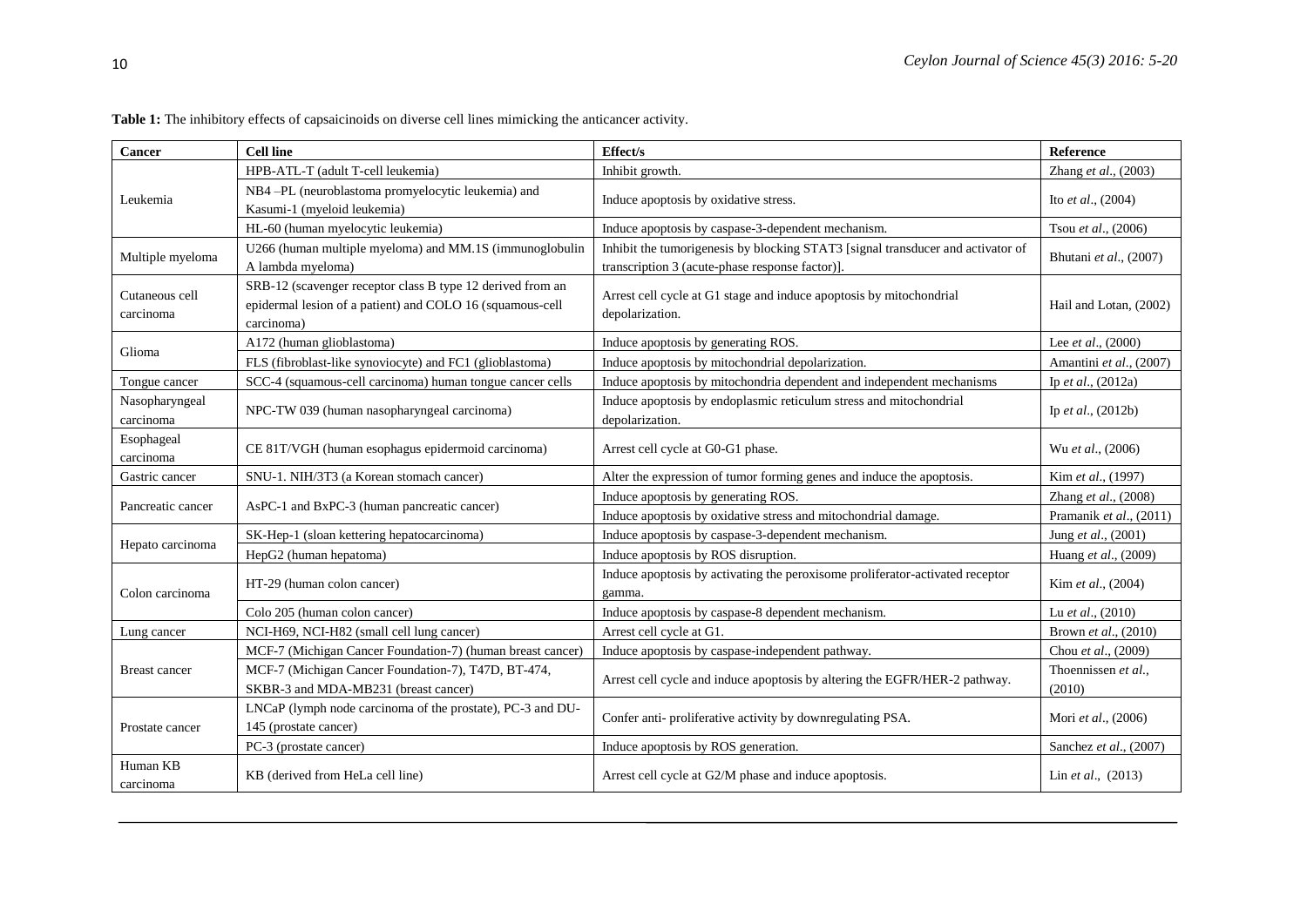**Table 1:** The inhibitory effects of capsaicinoids on diverse cell lines mimicking the anticancer activity.

| Cancer | Cell line | Effect/s | Reference |
|---|---|---|---|
| Leukemia | HPB-ATL-T (adult T-cell leukemia) | Inhibit growth. | Zhang *et al*., (2003) |
| | NB4 –PL (neuroblastoma promyelocytic leukemia) and Kasumi-1 (myeloid leukemia) | Induce apoptosis by oxidative stress. | Ito *et al*., (2004) |
| | HL-60 (human myelocytic leukemia) | Induce apoptosis by caspase-3-dependent mechanism. | Tsou *et al*., (2006) |
| Multiple myeloma | U266 (human multiple myeloma) and MM.1S (immunoglobulin A lambda myeloma) | Inhibit the tumorigenesis by blocking STAT3 [signal transducer and activator of transcription 3 (acute-phase response factor)]. | Bhutani *et al*., (2007) |
| Cutaneous cell carcinoma | SRB-12 (scavenger receptor class B type 12 derived from an epidermal lesion of a patient) and COLO 16 (squamous-cell carcinoma) | Arrest cell cycle at G1 stage and induce apoptosis by mitochondrial depolarization. | Hail and Lotan, (2002) |
| Glioma | A172 (human glioblastoma) | Induce apoptosis by generating ROS. | Lee *et al*., (2000) |
| | FLS (fibroblast-like synoviocyte) and FC1 (glioblastoma) | Induce apoptosis by mitochondrial depolarization. | Amantini *et al*., (2007) |
| Tongue cancer | SCC-4 (squamous-cell carcinoma) human tongue cancer cells | Induce apoptosis by mitochondria dependent and independent mechanisms | Ip *et al*., (2012a) |
| Nasopharyngeal carcinoma | NPC-TW 039 (human nasopharyngeal carcinoma) | Induce apoptosis by endoplasmic reticulum stress and mitochondrial depolarization. | Ip *et al*., (2012b) |
| Esophageal carcinoma | CE 81T/VGH (human esophagus epidermoid carcinoma) | Arrest cell cycle at G0-G1 phase. | Wu *et al*., (2006) |
| Gastric cancer | SNU-1. NIH/3T3 (a Korean stomach cancer) | Alter the expression of tumor forming genes and induce the apoptosis. | Kim *et al*., (1997) |
| Pancreatic cancer | AsPC-1 and BxPC-3 (human pancreatic cancer) | Induce apoptosis by generating ROS. | Zhang *et al*., (2008) |
| | | Induce apoptosis by oxidative stress and mitochondrial damage. | Pramanik *et al*., (2011) |
| Hepato carcinoma | SK-Hep-1 (sloan kettering hepatocarcinoma) | Induce apoptosis by caspase-3-dependent mechanism. | Jung *et al*., (2001) |
| | HepG2 (human hepatoma) | Induce apoptosis by ROS disruption. | Huang *et al*., (2009) |
| Colon carcinoma | HT-29 (human colon cancer) | Induce apoptosis by activating the peroxisome proliferator-activated receptor gamma. | Kim *et al*., (2004) |
| | Colo 205 (human colon cancer) | Induce apoptosis by caspase-8 dependent mechanism. | Lu *et al*., (2010) |
| Lung cancer | NCI-H69, NCI-H82 (small cell lung cancer) | Arrest cell cycle at G1. | Brown *et al*., (2010) |
| Breast cancer | MCF-7 (Michigan Cancer Foundation-7) (human breast cancer) | Induce apoptosis by caspase-independent pathway. | Chou *et al*., (2009) |
| | MCF-7 (Michigan Cancer Foundation-7), T47D, BT-474, SKBR-3 and MDA-MB231 (breast cancer) | Arrest cell cycle and induce apoptosis by altering the EGFR/HER-2 pathway. | Thoennissen *et al.*, (2010) |
| Prostate cancer | LNCaP (lymph node carcinoma of the prostate), PC-3 and DU-145 (prostate cancer) | Confer anti- proliferative activity by downregulating PSA. | Mori *et al*., (2006) |
| | PC-3 (prostate cancer) | Induce apoptosis by ROS generation. | Sanchez *et al*., (2007) |
| Human KB carcinoma | KB (derived from HeLa cell line) | Arrest cell cycle at G2/M phase and induce apoptosis. | Lin *et al*., (2013) |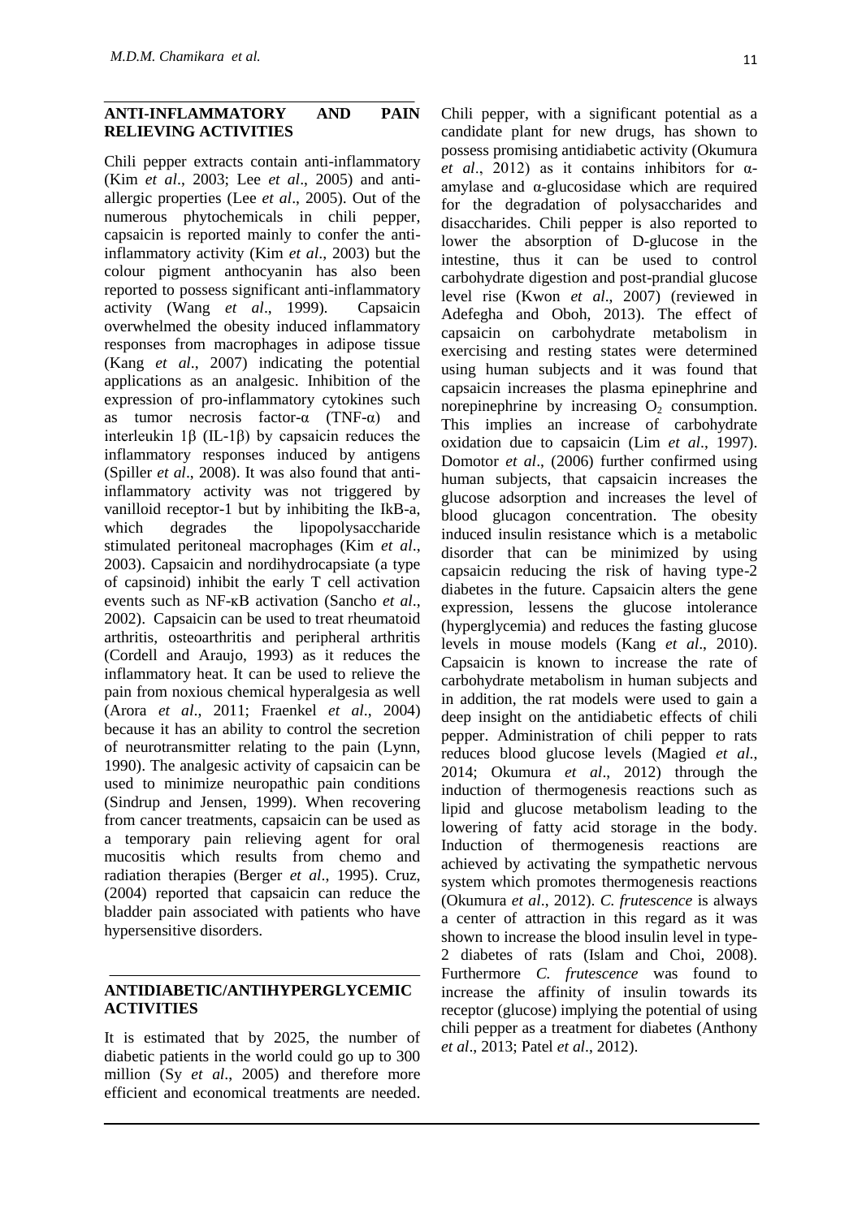## ANTI-INFLAMMATORY AND PAIN RELIEVING ACTIVITIES

Chili pepper extracts contain anti-inflammatory (Kim *et al*., 2003; Lee *et al*., 2005) and anti-allergic properties (Lee *et al*., 2005). Out of the numerous phytochemicals in chili pepper, capsaicin is reported mainly to confer the anti-inflammatory activity (Kim *et al*., 2003) but the colour pigment anthocyanin has also been reported to possess significant anti-inflammatory activity (Wang *et al*., 1999). Capsaicin overwhelmed the obesity induced inflammatory responses from macrophages in adipose tissue (Kang *et al*., 2007) indicating the potential applications as an analgesic. Inhibition of the expression of pro-inflammatory cytokines such as tumor necrosis factor-α (TNF-α) and interleukin 1β (IL-1β) by capsaicin reduces the inflammatory responses induced by antigens (Spiller *et al*., 2008). It was also found that anti-inflammatory activity was not triggered by vanilloid receptor-1 but by inhibiting the IkB-a, which degrades the lipopolysaccharide stimulated peritoneal macrophages (Kim *et al*., 2003). Capsaicin and nordihydrocapsiate (a type of capsinoid) inhibit the early T cell activation events such as NF-κB activation (Sancho *et al*., 2002). Capsaicin can be used to treat rheumatoid arthritis, osteoarthritis and peripheral arthritis (Cordell and Araujo, 1993) as it reduces the inflammatory heat. It can be used to relieve the pain from noxious chemical hyperalgesia as well (Arora *et al*., 2011; Fraenkel *et al*., 2004) because it has an ability to control the secretion of neurotransmitter relating to the pain (Lynn, 1990). The analgesic activity of capsaicin can be used to minimize neuropathic pain conditions (Sindrup and Jensen, 1999). When recovering from cancer treatments, capsaicin can be used as a temporary pain relieving agent for oral mucositis which results from chemo and radiation therapies (Berger *et al*., 1995). Cruz, (2004) reported that capsaicin can reduce the bladder pain associated with patients who have hypersensitive disorders.

## ANTIDIABETIC/ANTIHYPERGLYCEMIC ACTIVITIES

It is estimated that by 2025, the number of diabetic patients in the world could go up to 300 million (Sy *et al*., 2005) and therefore more efficient and economical treatments are needed. Chili pepper, with a significant potential as a candidate plant for new drugs, has shown to possess promising antidiabetic activity (Okumura *et al*., 2012) as it contains inhibitors for α-amylase and α-glucosidase which are required for the degradation of polysaccharides and disaccharides. Chili pepper is also reported to lower the absorption of D-glucose in the intestine, thus it can be used to control carbohydrate digestion and post-prandial glucose level rise (Kwon *et al*., 2007) (reviewed in Adefegha and Oboh, 2013). The effect of capsaicin on carbohydrate metabolism in exercising and resting states were determined using human subjects and it was found that capsaicin increases the plasma epinephrine and norepinephrine by increasing $O_2$ consumption. This implies an increase of carbohydrate oxidation due to capsaicin (Lim *et al*., 1997). Domotor *et al*., (2006) further confirmed using human subjects, that capsaicin increases the glucose adsorption and increases the level of blood glucagon concentration. The obesity induced insulin resistance which is a metabolic disorder that can be minimized by using capsaicin reducing the risk of having type-2 diabetes in the future. Capsaicin alters the gene expression, lessens the glucose intolerance (hyperglycemia) and reduces the fasting glucose levels in mouse models (Kang *et al*., 2010). Capsaicin is known to increase the rate of carbohydrate metabolism in human subjects and in addition, the rat models were used to gain a deep insight on the antidiabetic effects of chili pepper. Administration of chili pepper to rats reduces blood glucose levels (Magied *et al*., 2014; Okumura *et al*., 2012) through the induction of thermogenesis reactions such as lipid and glucose metabolism leading to the lowering of fatty acid storage in the body. Induction of thermogenesis reactions are achieved by activating the sympathetic nervous system which promotes thermogenesis reactions (Okumura *et al*., 2012). *C. frutescence* is always a center of attraction in this regard as it was shown to increase the blood insulin level in type-2 diabetes of rats (Islam and Choi, 2008). Furthermore *C. frutescence* was found to increase the affinity of insulin towards its receptor (glucose) implying the potential of using chili pepper as a treatment for diabetes (Anthony *et al*., 2013; Patel *et al*., 2012).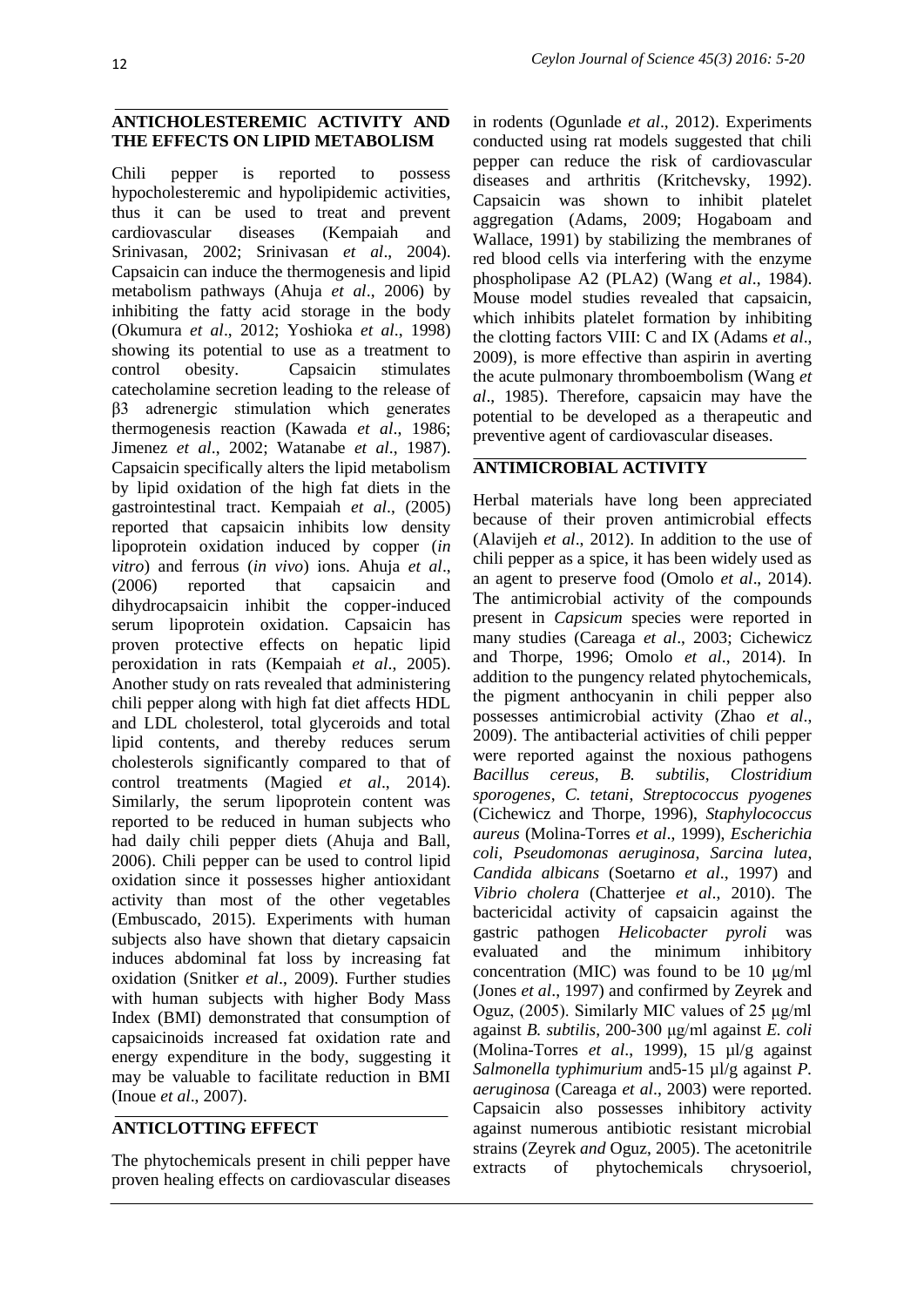## ANTICHOLESTEREMIC ACTIVITY AND THE EFFECTS ON LIPID METABOLISM

Chili pepper is reported to possess hypocholesteremic and hypolipidemic activities, thus it can be used to treat and prevent cardiovascular diseases (Kempaiah and Srinivasan, 2002; Srinivasan *et al*., 2004). Capsaicin can induce the thermogenesis and lipid metabolism pathways (Ahuja *et al*., 2006) by inhibiting the fatty acid storage in the body (Okumura *et al*., 2012; Yoshioka *et al*., 1998) showing its potential to use as a treatment to control obesity. Capsaicin stimulates catecholamine secretion leading to the release of β3 adrenergic stimulation which generates thermogenesis reaction (Kawada *et al*., 1986; Jimenez *et al*., 2002; Watanabe *et al*., 1987). Capsaicin specifically alters the lipid metabolism by lipid oxidation of the high fat diets in the gastrointestinal tract. Kempaiah *et al*., (2005) reported that capsaicin inhibits low density lipoprotein oxidation induced by copper (*in vitro*) and ferrous (*in vivo*) ions. Ahuja *et al*., (2006) reported that capsaicin and dihydrocapsaicin inhibit the copper-induced serum lipoprotein oxidation. Capsaicin has proven protective effects on hepatic lipid peroxidation in rats (Kempaiah *et al*., 2005). Another study on rats revealed that administering chili pepper along with high fat diet affects HDL and LDL cholesterol, total glyceroids and total lipid contents, and thereby reduces serum cholesterols significantly compared to that of control treatments (Magied *et al*., 2014). Similarly, the serum lipoprotein content was reported to be reduced in human subjects who had daily chili pepper diets (Ahuja and Ball, 2006). Chili pepper can be used to control lipid oxidation since it possesses higher antioxidant activity than most of the other vegetables (Embuscado, 2015). Experiments with human subjects also have shown that dietary capsaicin induces abdominal fat loss by increasing fat oxidation (Snitker *et al*., 2009). Further studies with human subjects with higher Body Mass Index (BMI) demonstrated that consumption of capsaicinoids increased fat oxidation rate and energy expenditure in the body, suggesting it may be valuable to facilitate reduction in BMI (Inoue *et al*., 2007).

## ANTICLOTTING EFFECT

The phytochemicals present in chili pepper have proven healing effects on cardiovascular diseases in rodents (Ogunlade *et al*., 2012). Experiments conducted using rat models suggested that chili pepper can reduce the risk of cardiovascular diseases and arthritis (Kritchevsky, 1992). Capsaicin was shown to inhibit platelet aggregation (Adams, 2009; Hogaboam and Wallace, 1991) by stabilizing the membranes of red blood cells via interfering with the enzyme phospholipase A2 (PLA2) (Wang *et al*., 1984). Mouse model studies revealed that capsaicin, which inhibits platelet formation by inhibiting the clotting factors VIII: C and IX (Adams *et al*., 2009), is more effective than aspirin in averting the acute pulmonary thromboembolism (Wang *et al*., 1985). Therefore, capsaicin may have the potential to be developed as a therapeutic and preventive agent of cardiovascular diseases.

## ANTIMICROBIAL ACTIVITY

Herbal materials have long been appreciated because of their proven antimicrobial effects (Alavijeh *et al*., 2012). In addition to the use of chili pepper as a spice, it has been widely used as an agent to preserve food (Omolo *et al*., 2014). The antimicrobial activity of the compounds present in *Capsicum* species were reported in many studies (Careaga *et al*., 2003; Cichewicz and Thorpe, 1996; Omolo *et al*., 2014). In addition to the pungency related phytochemicals, the pigment anthocyanin in chili pepper also possesses antimicrobial activity (Zhao *et al*., 2009). The antibacterial activities of chili pepper were reported against the noxious pathogens *Bacillus cereus*, *B. subtilis*, *Clostridium sporogenes*, *C. tetani*, *Streptococcus pyogenes* (Cichewicz and Thorpe, 1996), *Staphylococcus aureus* (Molina-Torres *et al*., 1999), *Escherichia coli*, *Pseudomonas aeruginosa*, *Sarcina lutea*, *Candida albicans* (Soetarno *et al*., 1997) and *Vibrio cholera* (Chatterjee *et al*., 2010). The bactericidal activity of capsaicin against the gastric pathogen *Helicobacter pyroli* was evaluated and the minimum inhibitory concentration (MIC) was found to be 10 µg/ml (Jones *et al*., 1997) and confirmed by Zeyrek and Oguz, (2005). Similarly MIC values of 25 µg/ml against *B. subtilis*, 200-300 µg/ml against *E. coli* (Molina-Torres *et al*., 1999), 15 µl/g against *Salmonella typhimurium* and5-15 µl/g against *P. aeruginosa* (Careaga *et al*., 2003) were reported. Capsaicin also possesses inhibitory activity against numerous antibiotic resistant microbial strains (Zeyrek *and* Oguz, 2005). The acetonitrile extracts of phytochemicals chrysoeriol,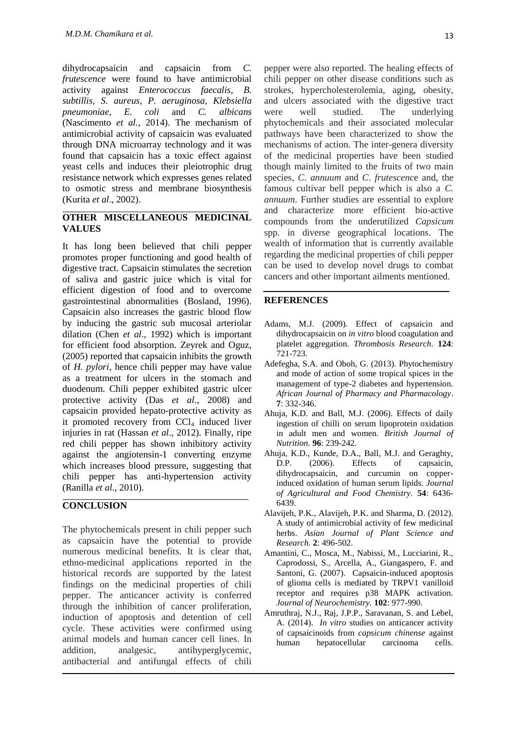dihydrocapsaicin and capsaicin from *C. frutescence* were found to have antimicrobial activity against *Enterococcus faecalis*, *B. subtillis*, *S. aureus*, *P. aeruginosa*, *Klebsiella pneumoniae*, *E. coli* and *C. albicans* (Nascimento *et al.*, 2014). The mechanism of antimicrobial activity of capsaicin was evaluated through DNA microarray technology and it was found that capsaicin has a toxic effect against yeast cells and induces their pleiotrophic drug resistance network which expresses genes related to osmotic stress and membrane biosynthesis (Kurita *et al*., 2002).

## OTHER MISCELLANEOUS MEDICINAL VALUES

It has long been believed that chili pepper promotes proper functioning and good health of digestive tract. Capsaicin stimulates the secretion of saliva and gastric juice which is vital for efficient digestion of food and to overcome gastrointestinal abnormalities (Bosland, 1996). Capsaicin also increases the gastric blood flow by inducing the gastric sub mucosal arteriolar dilation (Chen *et al*., 1992) which is important for efficient food absorption. Zeyrek and Oguz, (2005) reported that capsaicin inhibits the growth of *H. pylori*, hence chili pepper may have value as a treatment for ulcers in the stomach and duodenum. Chili pepper exhibited gastric ulcer protective activity (Das *et al*., 2008) and capsaicin provided hepato-protective activity as it promoted recovery from $CCl_4$ induced liver injuries in rat (Hassan *et al*., 2012). Finally, ripe red chili pepper has shown inhibitory activity against the angiotensin-1 converting enzyme which increases blood pressure, suggesting that chili pepper has anti-hypertension activity (Ranilla *et al*., 2010).

## CONCLUSION

The phytochemicals present in chili pepper such as capsaicin have the potential to provide numerous medicinal benefits. It is clear that, ethno-medicinal applications reported in the historical records are supported by the latest findings on the medicinal properties of chili pepper. The anticancer activity is conferred through the inhibition of cancer proliferation, induction of apoptosis and detention of cell cycle. These activities were confirmed using animal models and human cancer cell lines. In addition, analgesic, antihyperglycemic, antibacterial and antifungal effects of chili pepper were also reported. The healing effects of chili pepper on other disease conditions such as strokes, hypercholesterolemia, aging, obesity, and ulcers associated with the digestive tract were well studied. The underlying phytochemicals and their associated molecular pathways have been characterized to show the mechanisms of action. The inter-genera diversity of the medicinal properties have been studied though mainly limited to the fruits of two main species, *C. annuum* and *C. frutescence* and, the famous cultivar bell pepper which is also a *C. annuum*. Further studies are essential to explore and characterize more efficient bio-active compounds from the underutilized *Capsicum* spp. in diverse geographical locations. The wealth of information that is currently available regarding the medicinal properties of chili pepper can be used to develop novel drugs to combat cancers and other important ailments mentioned.

## REFERENCES

Adams, M.J. (2009). Effect of capsaicin and dihydrocapsaicin on *in vitro* blood coagulation and platelet aggregation. *Thrombosis Research*. **124**: 721-723.

Adefegha, S.A. and Oboh, G. (2013). Phytochemistry and mode of action of some tropical spices in the management of type-2 diabetes and hypertension. *African Journal of Pharmacy and Pharmacology*. **7**: 332-346.

Ahuja, K.D. and Ball, M.J. (2006). Effects of daily ingestion of chilli on serum lipoprotein oxidation in adult men and women. *British Journal of Nutrition.* **96**: 239-242.

Ahuja, K.D., Kunde, D.A., Ball, M.J. and Geraghty, D.P. (2006). Effects of capsaicin, dihydrocapsaicin, and curcumin on copper-induced oxidation of human serum lipids. *Journal of Agricultural and Food Chemistry*. **54**: 6436-6439.

Alavijeh, P.K., Alavijeh, P.K. and Sharma, D. (2012). A study of antimicrobial activity of few medicinal herbs. *Asian Journal of Plant Science and Research.* **2**: 496-502.

Amantini, C., Mosca, M., Nabissi, M., Lucciarini, R., Caprodossi, S., Arcella, A., Giangaspero, F. and Santoni, G. (2007). Capsaicin-induced apoptosis of glioma cells is mediated by TRPV1 vanilloid receptor and requires p38 MAPK activation. *Journal of Neurochemistry.* **102**: 977-990.

Amruthraj, N.J., Raj, J.P.P., Saravanan, S. and Lebel, A. (2014). *In vitro* studies on anticancer activity of capsaicinoids from *capsicum chinense* against human hepatocellular carcinoma cells.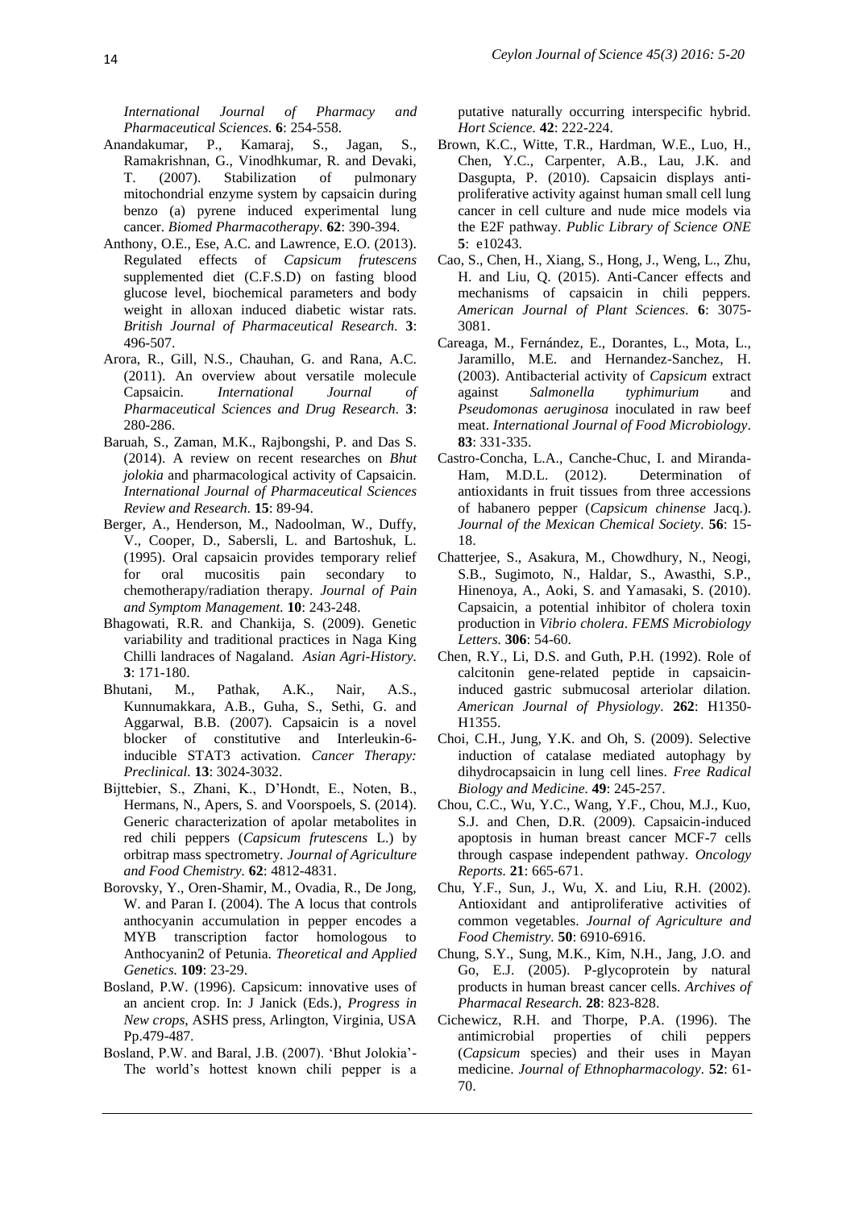*International Journal of Pharmacy and Pharmaceutical Sciences*. **6**: 254-558.

Anandakumar, P., Kamaraj, S., Jagan, S., Ramakrishnan, G., Vinodhkumar, R. and Devaki, T. (2007). Stabilization of pulmonary mitochondrial enzyme system by capsaicin during benzo (a) pyrene induced experimental lung cancer. *Biomed Pharmacotherapy*. **62**: 390-394.

Anthony, O.E., Ese, A.C. and Lawrence, E.O. (2013). Regulated effects of *Capsicum frutescens* supplemented diet (C.F.S.D) on fasting blood glucose level, biochemical parameters and body weight in alloxan induced diabetic wistar rats. *British Journal of Pharmaceutical Research*. **3**: 496-507.

Arora, R., Gill, N.S., Chauhan, G. and Rana, A.C. (2011). An overview about versatile molecule Capsaicin. *International Journal of Pharmaceutical Sciences and Drug Research*. **3**: 280-286.

Baruah, S., Zaman, M.K., Rajbongshi, P. and Das S. (2014). A review on recent researches on *Bhut jolokia* and pharmacological activity of Capsaicin. *International Journal of Pharmaceutical Sciences Review and Research*. **15**: 89-94.

Berger, A., Henderson, M., Nadoolman, W., Duffy, V., Cooper, D., Sabersli, L. and Bartoshuk, L. (1995). Oral capsaicin provides temporary relief for oral mucositis pain secondary to chemotherapy/radiation therapy. *Journal of Pain and Symptom Management*. **10**: 243-248.

Bhagowati, R.R. and Chankija, S. (2009). Genetic variability and traditional practices in Naga King Chilli landraces of Nagaland. *Asian Agri-History*. **3**: 171-180.

Bhutani, M., Pathak, A.K., Nair, A.S., Kunnumakkara, A.B., Guha, S., Sethi, G. and Aggarwal, B.B. (2007). Capsaicin is a novel blocker of constitutive and Interleukin-6-inducible STAT3 activation. *Cancer Therapy: Preclinical*. **13**: 3024-3032.

Bijttebier, S., Zhani, K., D'Hondt, E., Noten, B., Hermans, N., Apers, S. and Voorspoels, S. (2014). Generic characterization of apolar metabolites in red chili peppers (*Capsicum frutescens* L.) by orbitrap mass spectrometry. *Journal of Agriculture and Food Chemistry*. **62**: 4812-4831.

Borovsky, Y., Oren-Shamir, M., Ovadia, R., De Jong, W. and Paran I. (2004). The A locus that controls anthocyanin accumulation in pepper encodes a MYB transcription factor homologous to Anthocyanin2 of Petunia. *Theoretical and Applied Genetics*. **109**: 23-29.

Bosland, P.W. (1996). Capsicum: innovative uses of an ancient crop. In: J Janick (Eds.), *Progress in New crops*, ASHS press, Arlington, Virginia, USA Pp.479-487.

Bosland, P.W. and Baral, J.B. (2007). 'Bhut Jolokia'- The world's hottest known chili pepper is a putative naturally occurring interspecific hybrid. *Hort Science*. **42**: 222-224.

Brown, K.C., Witte, T.R., Hardman, W.E., Luo, H., Chen, Y.C., Carpenter, A.B., Lau, J.K. and Dasgupta, P. (2010). Capsaicin displays anti-proliferative activity against human small cell lung cancer in cell culture and nude mice models via the E2F pathway. *Public Library of Science ONE* **5**: e10243.

Cao, S., Chen, H., Xiang, S., Hong, J., Weng, L., Zhu, H. and Liu, Q. (2015). Anti-Cancer effects and mechanisms of capsaicin in chili peppers. *American Journal of Plant Sciences*. **6**: 3075-3081.

Careaga, M., Fernández, E., Dorantes, L., Mota, L., Jaramillo, M.E. and Hernandez-Sanchez, H. (2003). Antibacterial activity of *Capsicum* extract against *Salmonella typhimurium* and *Pseudomonas aeruginosa* inoculated in raw beef meat. *International Journal of Food Microbiology*. **83**: 331-335.

Castro-Concha, L.A., Canche-Chuc, I. and Miranda-Ham, M.D.L. (2012). Determination of antioxidants in fruit tissues from three accessions of habanero pepper (*Capsicum chinense* Jacq.). *Journal of the Mexican Chemical Society*. **56**: 15-18.

Chatterjee, S., Asakura, M., Chowdhury, N., Neogi, S.B., Sugimoto, N., Haldar, S., Awasthi, S.P., Hinenoya, A., Aoki, S. and Yamasaki, S. (2010). Capsaicin, a potential inhibitor of cholera toxin production in *Vibrio cholera*. *FEMS Microbiology Letters*. **306**: 54-60.

Chen, R.Y., Li, D.S. and Guth, P.H. (1992). Role of calcitonin gene-related peptide in capsaicin-induced gastric submucosal arteriolar dilation. *American Journal of Physiology*. **262**: H1350-H1355.

Choi, C.H., Jung, Y.K. and Oh, S. (2009). Selective induction of catalase mediated autophagy by dihydrocapsaicin in lung cell lines. *Free Radical Biology and Medicine*. **49**: 245-257.

Chou, C.C., Wu, Y.C., Wang, Y.F., Chou, M.J., Kuo, S.J. and Chen, D.R. (2009). Capsaicin-induced apoptosis in human breast cancer MCF-7 cells through caspase independent pathway. *Oncology Reports*. **21**: 665-671.

Chu, Y.F., Sun, J., Wu, X. and Liu, R.H. (2002). Antioxidant and antiproliferative activities of common vegetables. *Journal of Agriculture and Food Chemistry*. **50**: 6910-6916.

Chung, S.Y., Sung, M.K., Kim, N.H., Jang, J.O. and Go, E.J. (2005). P-glycoprotein by natural products in human breast cancer cells. *Archives of Pharmacal Research*. **28**: 823-828.

Cichewicz, R.H. and Thorpe, P.A. (1996). The antimicrobial properties of chili peppers (*Capsicum* species) and their uses in Mayan medicine. *Journal of Ethnopharmacology*. **52**: 61-70.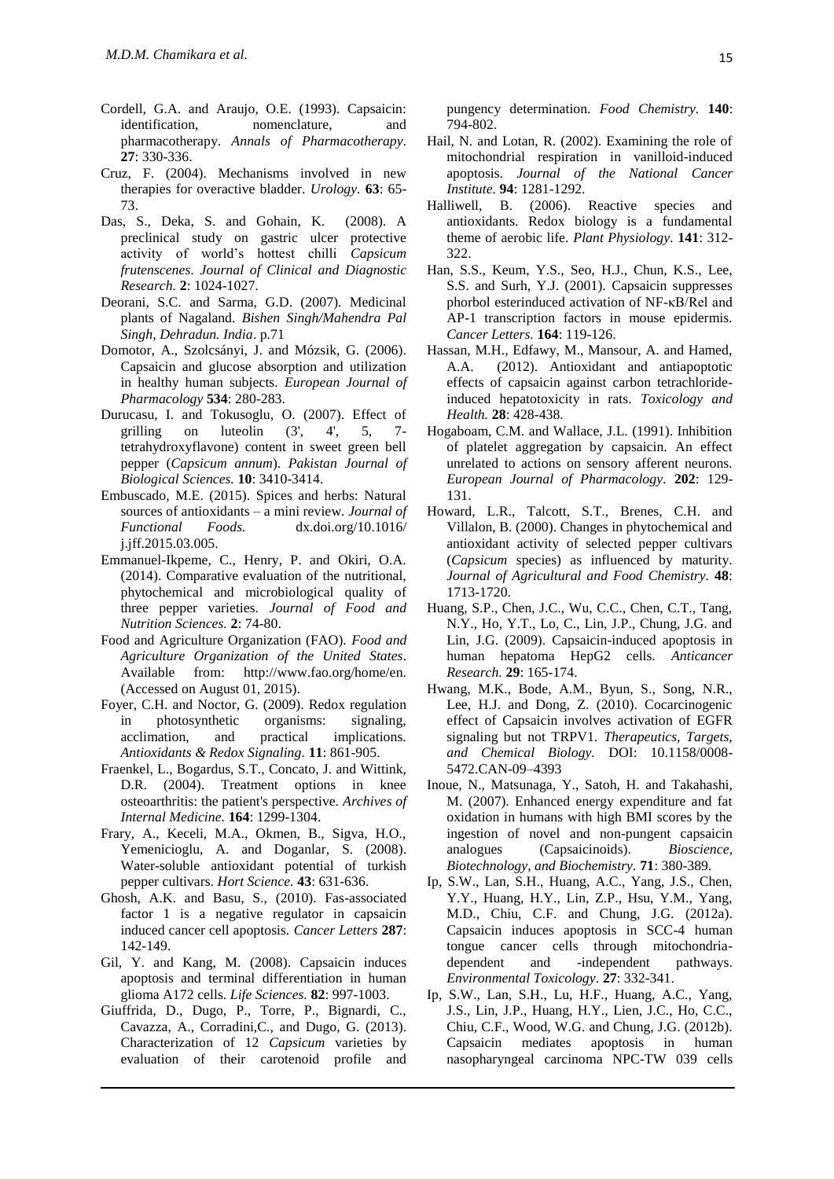Cordell, G.A. and Araujo, O.E. (1993). Capsaicin: identification, nomenclature, and pharmacotherapy. *Annals of Pharmacotherapy*. **27**: 330-336.

Cruz, F. (2004). Mechanisms involved in new therapies for overactive bladder. *Urology.* **63**: 65-73.

Das, S., Deka, S. and Gohain, K. (2008). A preclinical study on gastric ulcer protective activity of world's hottest chilli *Capsicum frutenscenes*. *Journal of Clinical and Diagnostic Research.* **2**: 1024-1027.

Deorani, S.C. and Sarma, G.D. (2007). Medicinal plants of Nagaland. *Bishen Singh/Mahendra Pal Singh, Dehradun. India*. p.71

Domotor, A., Szolcsányi, J. and Mózsik, G. (2006). Capsaicin and glucose absorption and utilization in healthy human subjects. *European Journal of Pharmacology* **534**: 280-283.

Durucasu, I. and Tokusoglu, O. (2007). Effect of grilling on luteolin (3', 4', 5, 7-tetrahydroxyflavone) content in sweet green bell pepper (*Capsicum annum*). *Pakistan Journal of Biological Sciences.* **10**: 3410-3414.

Embuscado, M.E. (2015). Spices and herbs: Natural sources of antioxidants – a mini review. *Journal of Functional Foods.* dx.doi.org/10.1016/j.jff.2015.03.005.

Emmanuel-Ikpeme, C., Henry, P. and Okiri, O.A. (2014). Comparative evaluation of the nutritional, phytochemical and microbiological quality of three pepper varieties. *Journal of Food and Nutrition Sciences.* **2**: 74-80.

Food and Agriculture Organization (FAO). *Food and Agriculture Organization of the United States*. Available from: http://www.fao.org/home/en. (Accessed on August 01, 2015).

Foyer, C.H. and Noctor, G. (2009). Redox regulation in photosynthetic organisms: signaling, acclimation, and practical implications. *Antioxidants & Redox Signaling*. **11**: 861-905.

Fraenkel, L., Bogardus, S.T., Concato, J. and Wittink, D.R. (2004). Treatment options in knee osteoarthritis: the patient's perspective. *Archives of Internal Medicine.* **164**: 1299-1304.

Frary, A., Keceli, M.A., Okmen, B., Sigva, H.O., Yemenicioglu, A. and Doganlar, S. (2008). Water-soluble antioxidant potential of turkish pepper cultivars. *Hort Science.* **43**: 631-636.

Ghosh, A.K. and Basu, S., (2010). Fas-associated factor 1 is a negative regulator in capsaicin induced cancer cell apoptosis. *Cancer Letters* **287**: 142-149.

Gil, Y. and Kang, M. (2008). Capsaicin induces apoptosis and terminal differentiation in human glioma A172 cells. *Life Sciences.* **82**: 997-1003.

Giuffrida, D., Dugo, P., Torre, P., Bignardi, C., Cavazza, A., Corradini,C., and Dugo, G. (2013). Characterization of 12 *Capsicum* varieties by evaluation of their carotenoid profile and pungency determination. *Food Chemistry.* **140**: 794-802.

Hail, N. and Lotan, R. (2002). Examining the role of mitochondrial respiration in vanilloid-induced apoptosis. *Journal of the National Cancer Institute.* **94**: 1281-1292.

Halliwell, B. (2006). Reactive species and antioxidants. Redox biology is a fundamental theme of aerobic life. *Plant Physiology*. **141**: 312-322.

Han, S.S., Keum, Y.S., Seo, H.J., Chun, K.S., Lee, S.S. and Surh, Y.J. (2001). Capsaicin suppresses phorbol esterinduced activation of NF-κB/Rel and AP-1 transcription factors in mouse epidermis. *Cancer Letters.* **164**: 119-126.

Hassan, M.H., Edfawy, M., Mansour, A. and Hamed, A.A. (2012). Antioxidant and antiapoptotic effects of capsaicin against carbon tetrachloride-induced hepatotoxicity in rats. *Toxicology and Health.* **28**: 428-438.

Hogaboam, C.M. and Wallace, J.L. (1991). Inhibition of platelet aggregation by capsaicin. An effect unrelated to actions on sensory afferent neurons. *European Journal of Pharmacology.* **202**: 129-131.

Howard, L.R., Talcott, S.T., Brenes, C.H. and Villalon, B. (2000). Changes in phytochemical and antioxidant activity of selected pepper cultivars (*Capsicum* species) as influenced by maturity. *Journal of Agricultural and Food Chemistry.* **48**: 1713-1720.

Huang, S.P., Chen, J.C., Wu, C.C., Chen, C.T., Tang, N.Y., Ho, Y.T., Lo, C., Lin, J.P., Chung, J.G. and Lin, J.G. (2009). Capsaicin-induced apoptosis in human hepatoma HepG2 cells. *Anticancer Research.* **29**: 165-174.

Hwang, M.K., Bode, A.M., Byun, S., Song, N.R., Lee, H.J. and Dong, Z. (2010). Cocarcinogenic effect of Capsaicin involves activation of EGFR signaling but not TRPV1. *Therapeutics, Targets, and Chemical Biology.* DOI: 10.1158/0008-5472.CAN-09–4393

Inoue, N., Matsunaga, Y., Satoh, H. and Takahashi, M. (2007). Enhanced energy expenditure and fat oxidation in humans with high BMI scores by the ingestion of novel and non-pungent capsaicin analogues (Capsaicinoids). *Bioscience, Biotechnology, and Biochemistry.* **71**: 380-389.

Ip, S.W., Lan, S.H., Huang, A.C., Yang, J.S., Chen, Y.Y., Huang, H.Y., Lin, Z.P., Hsu, Y.M., Yang, M.D., Chiu, C.F. and Chung, J.G. (2012a). Capsaicin induces apoptosis in SCC-4 human tongue cancer cells through mitochondria-dependent and -independent pathways. *Environmental Toxicology.* **27**: 332-341.

Ip, S.W., Lan, S.H., Lu, H.F., Huang, A.C., Yang, J.S., Lin, J.P., Huang, H.Y., Lien, J.C., Ho, C.C., Chiu, C.F., Wood, W.G. and Chung, J.G. (2012b). Capsaicin mediates apoptosis in human nasopharyngeal carcinoma NPC-TW 039 cells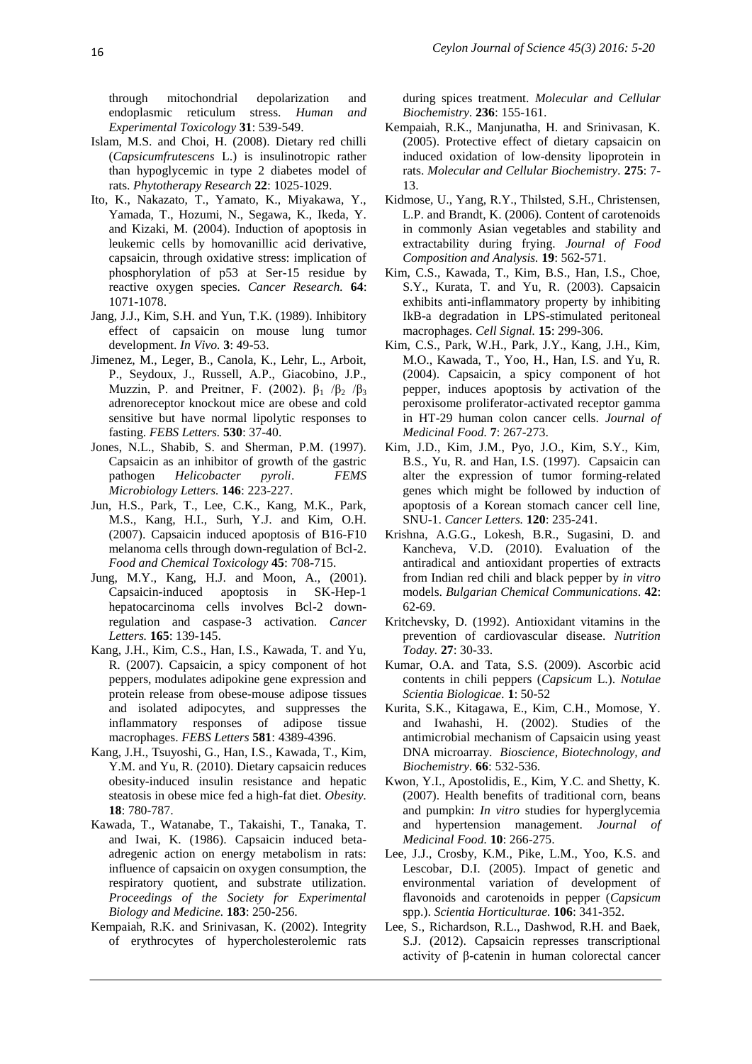through mitochondrial depolarization and endoplasmic reticulum stress. *Human and Experimental Toxicology* **31**: 539-549.

Islam, M.S. and Choi, H. (2008). Dietary red chilli (*Capsicumfrutescens* L.) is insulinotropic rather than hypoglycemic in type 2 diabetes model of rats. *Phytotherapy Research* **22**: 1025-1029.

Ito, K., Nakazato, T., Yamato, K., Miyakawa, Y., Yamada, T., Hozumi, N., Segawa, K., Ikeda, Y. and Kizaki, M. (2004). Induction of apoptosis in leukemic cells by homovanillic acid derivative, capsaicin, through oxidative stress: implication of phosphorylation of p53 at Ser-15 residue by reactive oxygen species. *Cancer Research.* **64**: 1071-1078.

Jang, J.J., Kim, S.H. and Yun, T.K. (1989). Inhibitory effect of capsaicin on mouse lung tumor development. *In Vivo.* **3**: 49-53.

Jimenez, M., Leger, B., Canola, K., Lehr, L., Arboit, P., Seydoux, J., Russell, A.P., Giacobino, J.P., Muzzin, P. and Preitner, F. (2002). $\beta_1$ /$\beta_2$ /$\beta_3$ adrenoreceptor knockout mice are obese and cold sensitive but have normal lipolytic responses to fasting. *FEBS Letters.* **530**: 37-40.

Jones, N.L., Shabib, S. and Sherman, P.M. (1997). Capsaicin as an inhibitor of growth of the gastric pathogen *Helicobacter pyroli*. *FEMS Microbiology Letters.* **146**: 223-227.

Jun, H.S., Park, T., Lee, C.K., Kang, M.K., Park, M.S., Kang, H.I., Surh, Y.J. and Kim, O.H. (2007). Capsaicin induced apoptosis of B16-F10 melanoma cells through down-regulation of Bcl-2. *Food and Chemical Toxicology* **45**: 708-715.

Jung, M.Y., Kang, H.J. and Moon, A., (2001). Capsaicin-induced apoptosis in SK-Hep-1 hepatocarcinoma cells involves Bcl-2 down-regulation and caspase-3 activation. *Cancer Letters.* **165**: 139-145.

Kang, J.H., Kim, C.S., Han, I.S., Kawada, T. and Yu, R. (2007). Capsaicin, a spicy component of hot peppers, modulates adipokine gene expression and protein release from obese-mouse adipose tissues and isolated adipocytes, and suppresses the inflammatory responses of adipose tissue macrophages. *FEBS Letters* **581**: 4389-4396.

Kang, J.H., Tsuyoshi, G., Han, I.S., Kawada, T., Kim, Y.M. and Yu, R. (2010). Dietary capsaicin reduces obesity-induced insulin resistance and hepatic steatosis in obese mice fed a high-fat diet. *Obesity.* **18**: 780-787.

Kawada, T., Watanabe, T., Takaishi, T., Tanaka, T. and Iwai, K. (1986). Capsaicin induced beta-adregenic action on energy metabolism in rats: influence of capsaicin on oxygen consumption, the respiratory quotient, and substrate utilization. *Proceedings of the Society for Experimental Biology and Medicine.* **183**: 250-256.

Kempaiah, R.K. and Srinivasan, K. (2002). Integrity of erythrocytes of hypercholesterolemic rats during spices treatment. *Molecular and Cellular Biochemistry.* **236**: 155-161.

Kempaiah, R.K., Manjunatha, H. and Srinivasan, K. (2005). Protective effect of dietary capsaicin on induced oxidation of low-density lipoprotein in rats. *Molecular and Cellular Biochemistry*. **275**: 7-13.

Kidmose, U., Yang, R.Y., Thilsted, S.H., Christensen, L.P. and Brandt, K. (2006). Content of carotenoids in commonly Asian vegetables and stability and extractability during frying. *Journal of Food Composition and Analysis.* **19**: 562-571.

Kim, C.S., Kawada, T., Kim, B.S., Han, I.S., Choe, S.Y., Kurata, T. and Yu, R. (2003). Capsaicin exhibits anti-inflammatory property by inhibiting IkB-a degradation in LPS-stimulated peritoneal macrophages. *Cell Signal.* **15**: 299-306.

Kim, C.S., Park, W.H., Park, J.Y., Kang, J.H., Kim, M.O., Kawada, T., Yoo, H., Han, I.S. and Yu, R. (2004). Capsaicin, a spicy component of hot pepper, induces apoptosis by activation of the peroxisome proliferator-activated receptor gamma in HT-29 human colon cancer cells. *Journal of Medicinal Food.* **7**: 267-273.

Kim, J.D., Kim, J.M., Pyo, J.O., Kim, S.Y., Kim, B.S., Yu, R. and Han, I.S. (1997). Capsaicin can alter the expression of tumor forming-related genes which might be followed by induction of apoptosis of a Korean stomach cancer cell line, SNU-1. *Cancer Letters.* **120**: 235-241.

Krishna, A.G.G., Lokesh, B.R., Sugasini, D. and Kancheva, V.D. (2010). Evaluation of the antiradical and antioxidant properties of extracts from Indian red chili and black pepper by *in vitro* models. *Bulgarian Chemical Communications*. **42**: 62-69.

Kritchevsky, D. (1992). Antioxidant vitamins in the prevention of cardiovascular disease. *Nutrition Today.* **27**: 30-33.

Kumar, O.A. and Tata, S.S. (2009). Ascorbic acid contents in chili peppers (*Capsicum* L.). *Notulae Scientia Biologicae*. **1**: 50-52

Kurita, S.K., Kitagawa, E., Kim, C.H., Momose, Y. and Iwahashi, H. (2002). Studies of the antimicrobial mechanism of Capsaicin using yeast DNA microarray. *Bioscience, Biotechnology, and Biochemistry*. **66**: 532-536.

Kwon, Y.I., Apostolidis, E., Kim, Y.C. and Shetty, K. (2007). Health benefits of traditional corn, beans and pumpkin: *In vitro* studies for hyperglycemia and hypertension management. *Journal of Medicinal Food.* **10**: 266-275.

Lee, J.J., Crosby, K.M., Pike, L.M., Yoo, K.S. and Lescobar, D.I. (2005). Impact of genetic and environmental variation of development of flavonoids and carotenoids in pepper (*Capsicum* spp.). *Scientia Horticulturae.* **106**: 341-352.

Lee, S., Richardson, R.L., Dashwod, R.H. and Baek, S.J. (2012). Capsaicin represses transcriptional activity of β-catenin in human colorectal cancer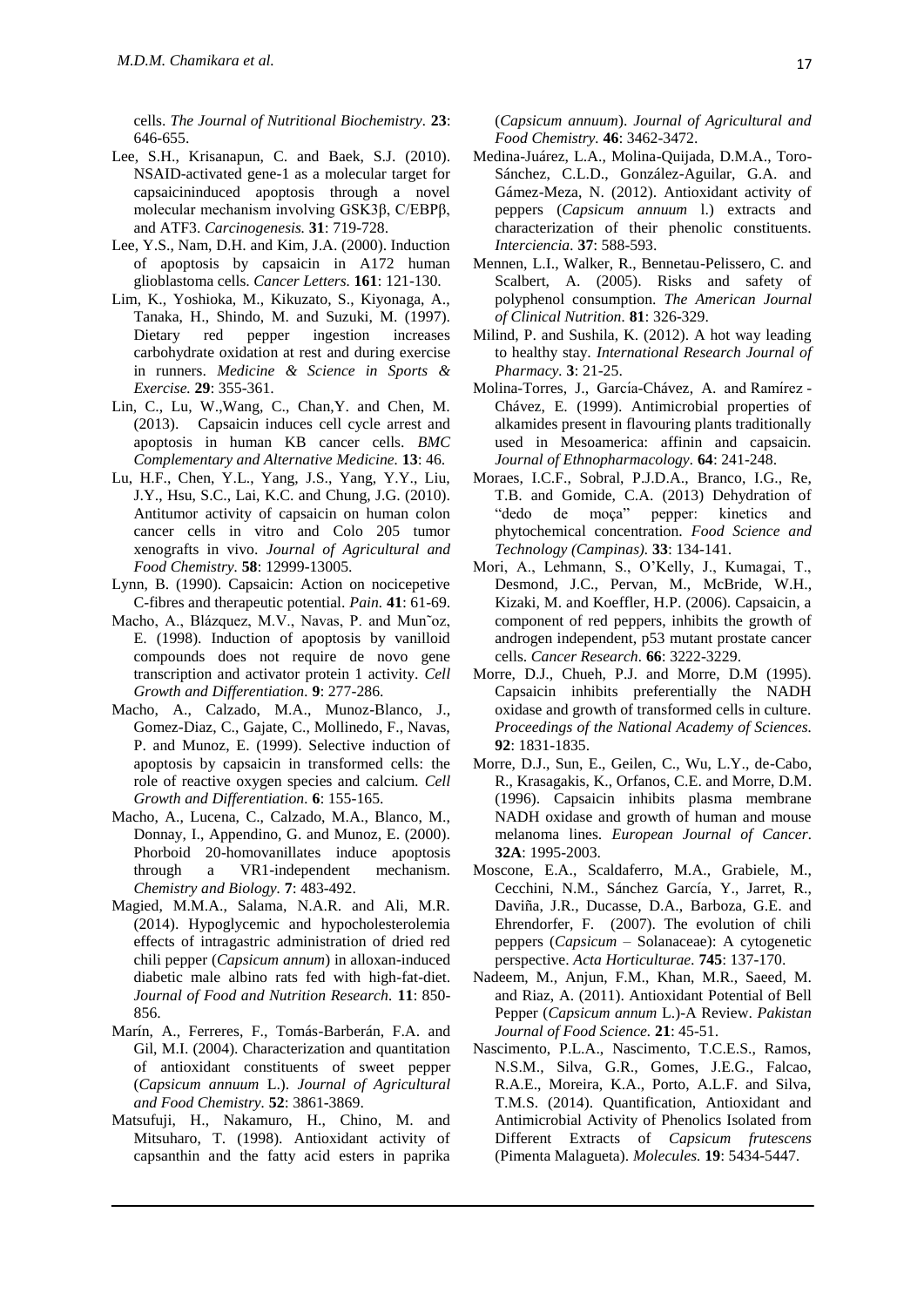cells. *The Journal of Nutritional Biochemistry*. **23**: 646-655.

Lee, S.H., Krisanapun, C. and Baek, S.J. (2010). NSAID-activated gene-1 as a molecular target for capsaicininduced apoptosis through a novel molecular mechanism involving GSK3β, C/EBPβ, and ATF3. *Carcinogenesis.* **31**: 719-728.

Lee, Y.S., Nam, D.H. and Kim, J.A. (2000). Induction of apoptosis by capsaicin in A172 human glioblastoma cells. *Cancer Letters.* **161**: 121-130.

Lim, K., Yoshioka, M., Kikuzato, S., Kiyonaga, A., Tanaka, H., Shindo, M. and Suzuki, M. (1997). Dietary red pepper ingestion increases carbohydrate oxidation at rest and during exercise in runners. *Medicine & Science in Sports & Exercise.* **29**: 355-361.

Lin, C., Lu, W.,Wang, C., Chan,Y. and Chen, M. (2013). Capsaicin induces cell cycle arrest and apoptosis in human KB cancer cells. *BMC Complementary and Alternative Medicine.* **13**: 46.

Lu, H.F., Chen, Y.L., Yang, J.S., Yang, Y.Y., Liu, J.Y., Hsu, S.C., Lai, K.C. and Chung, J.G. (2010). Antitumor activity of capsaicin on human colon cancer cells in vitro and Colo 205 tumor xenografts in vivo. *Journal of Agricultural and Food Chemistry.* **58**: 12999-13005.

Lynn, B. (1990). Capsaicin: Action on nocicepetive C-fibres and therapeutic potential. *Pain.* **41**: 61-69.

Macho, A., Blázquez, M.V., Navas, P. and Mun˜oz, E. (1998). Induction of apoptosis by vanilloid compounds does not require de novo gene transcription and activator protein 1 activity. *Cell Growth and Differentiation.* **9**: 277-286.

Macho, A., Calzado, M.A., Munoz-Blanco, J., Gomez-Diaz, C., Gajate, C., Mollinedo, F., Navas, P. and Munoz, E. (1999). Selective induction of apoptosis by capsaicin in transformed cells: the role of reactive oxygen species and calcium. *Cell Growth and Differentiation.* **6**: 155-165.

Macho, A., Lucena, C., Calzado, M.A., Blanco, M., Donnay, I., Appendino, G. and Munoz, E. (2000). Phorboid 20-homovanillates induce apoptosis through a VR1-independent mechanism. *Chemistry and Biology.* **7**: 483-492.

Magied, M.M.A., Salama, N.A.R. and Ali, M.R. (2014). Hypoglycemic and hypocholesterolemia effects of intragastric administration of dried red chili pepper (*Capsicum annum*) in alloxan-induced diabetic male albino rats fed with high-fat-diet. *Journal of Food and Nutrition Research.* **11**: 850-856.

Marín, A., Ferreres, F., Tomás-Barberán, F.A. and Gil, M.I. (2004). Characterization and quantitation of antioxidant constituents of sweet pepper (*Capsicum annuum* L.). *Journal of Agricultural and Food Chemistry.* **52**: 3861-3869.

Matsufuji, H., Nakamuro, H., Chino, M. and Mitsuharo, T. (1998). Antioxidant activity of capsanthin and the fatty acid esters in paprika (*Capsicum annuum*). *Journal of Agricultural and Food Chemistry.* **46**: 3462-3472.

Medina-Juárez, L.A., Molina-Quijada, D.M.A., Toro-Sánchez, C.L.D., González-Aguilar, G.A. and Gámez-Meza, N. (2012). Antioxidant activity of peppers (*Capsicum annuum* l.) extracts and characterization of their phenolic constituents. *Interciencia.* **37**: 588-593.

Mennen, L.I., Walker, R., Bennetau-Pelissero, C. and Scalbert, A. (2005). Risks and safety of polyphenol consumption. *The American Journal of Clinical Nutrition.* **81**: 326-329.

Milind, P. and Sushila, K. (2012). A hot way leading to healthy stay. *International Research Journal of Pharmacy.* **3**: 21-25.

Molina-Torres, J., García-Chávez, A. and Ramírez - Chávez, E. (1999). Antimicrobial properties of alkamides present in flavouring plants traditionally used in Mesoamerica: affinin and capsaicin. *Journal of Ethnopharmacology*. **64**: 241-248.

Moraes, I.C.F., Sobral, P.J.D.A., Branco, I.G., Re, T.B. and Gomide, C.A. (2013) Dehydration of "dedo de moça" pepper: kinetics and phytochemical concentration. *Food Science and Technology (Campinas).* **33**: 134-141.

Mori, A., Lehmann, S., O'Kelly, J., Kumagai, T., Desmond, J.C., Pervan, M., McBride, W.H., Kizaki, M. and Koeffler, H.P. (2006). Capsaicin, a component of red peppers, inhibits the growth of androgen independent, p53 mutant prostate cancer cells. *Cancer Research.* **66**: 3222-3229.

Morre, D.J., Chueh, P.J. and Morre, D.M (1995). Capsaicin inhibits preferentially the NADH oxidase and growth of transformed cells in culture. *Proceedings of the National Academy of Sciences.* **92**: 1831-1835.

Morre, D.J., Sun, E., Geilen, C., Wu, L.Y., de-Cabo, R., Krasagakis, K., Orfanos, C.E. and Morre, D.M. (1996). Capsaicin inhibits plasma membrane NADH oxidase and growth of human and mouse melanoma lines. *European Journal of Cancer.* **32A**: 1995-2003.

Moscone, E.A., Scaldaferro, M.A., Grabiele, M., Cecchini, N.M., Sánchez García, Y., Jarret, R., Daviña, J.R., Ducasse, D.A., Barboza, G.E. and Ehrendorfer, F. (2007). The evolution of chili peppers (*Capsicum* – Solanaceae): A cytogenetic perspective. *Acta Horticulturae.* **745**: 137-170.

Nadeem, M., Anjun, F.M., Khan, M.R., Saeed, M. and Riaz, A. (2011). Antioxidant Potential of Bell Pepper (*Capsicum annum* L.)-A Review. *Pakistan Journal of Food Science.* **21**: 45-51.

Nascimento, P.L.A., Nascimento, T.C.E.S., Ramos, N.S.M., Silva, G.R., Gomes, J.E.G., Falcao, R.A.E., Moreira, K.A., Porto, A.L.F. and Silva, T.M.S. (2014). Quantification, Antioxidant and Antimicrobial Activity of Phenolics Isolated from Different Extracts of *Capsicum frutescens* (Pimenta Malagueta). *Molecules.* **19**: 5434-5447.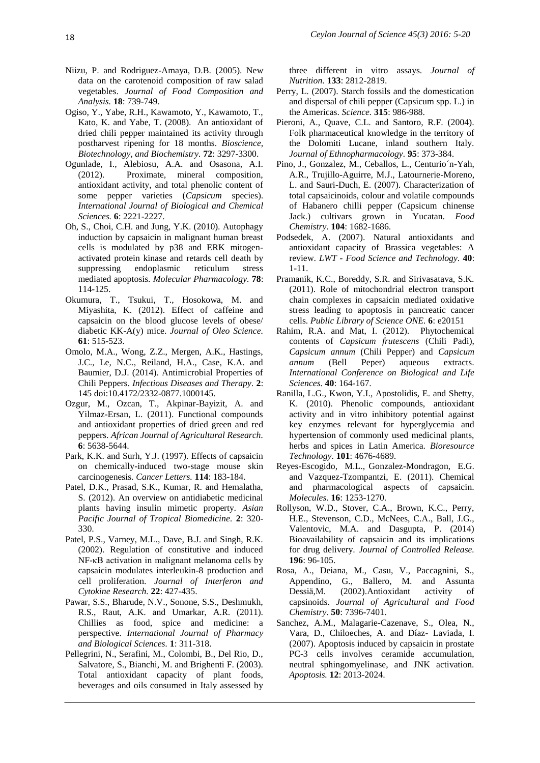Niizu, P. and Rodriguez-Amaya, D.B. (2005). New data on the carotenoid composition of raw salad vegetables. *Journal of Food Composition and Analysis.* **18**: 739-749.

Ogiso, Y., Yabe, R.H., Kawamoto, Y., Kawamoto, T., Kato, K. and Yabe, T. (2008). An antioxidant of dried chili pepper maintained its activity through postharvest ripening for 18 months. *Bioscience, Biotechnology, and Biochemistry.* **72**: 3297-3300.

Ogunlade, I., Alebiosu, A.A. and Osasona, A.I. (2012). Proximate, mineral composition, antioxidant activity, and total phenolic content of some pepper varieties (*Capsicum* species). *International Journal of Biological and Chemical Sciences.* **6**: 2221-2227.

Oh, S., Choi, C.H. and Jung, Y.K. (2010). Autophagy induction by capsaicin in malignant human breast cells is modulated by p38 and ERK mitogen-activated protein kinase and retards cell death by suppressing endoplasmic reticulum stress mediated apoptosis. *Molecular Pharmacology.* **78**: 114-125.

Okumura, T., Tsukui, T., Hosokowa, M. and Miyashita, K. (2012). Effect of caffeine and capsaicin on the blood glucose levels of obese/ diabetic KK-A(y) mice. *Journal of Oleo Science.* **61**: 515-523.

Omolo, M.A., Wong, Z.Z., Mergen, A.K., Hastings, J.C., Le, N.C., Reiland, H.A., Case, K.A. and Baumier, D.J. (2014). Antimicrobial Properties of Chili Peppers. *Infectious Diseases and Therapy.* **2**: 145 doi:10.4172/2332-0877.1000145.

Ozgur, M., Ozcan, T., Akpinar-Bayizit, A. and Yilmaz-Ersan, L. (2011). Functional compounds and antioxidant properties of dried green and red peppers. *African Journal of Agricultural Research.* **6**: 5638-5644.

Park, K.K. and Surh, Y.J. (1997). Effects of capsaicin on chemically-induced two-stage mouse skin carcinogenesis. *Cancer Letters.* **114**: 183-184.

Patel, D.K., Prasad, S.K., Kumar, R. and Hemalatha, S. (2012). An overview on antidiabetic medicinal plants having insulin mimetic property. *Asian Pacific Journal of Tropical Biomedicine.* **2**: 320-330.

Patel, P.S., Varney, M.L., Dave, B.J. and Singh, R.K. (2002). Regulation of constitutive and induced NF-κB activation in malignant melanoma cells by capsaicin modulates interleukin-8 production and cell proliferation. *Journal of Interferon and Cytokine Research.* **22**: 427-435.

Pawar, S.S., Bharude, N.V., Sonone, S.S., Deshmukh, R.S., Raut, A.K. and Umarkar, A.R. (2011). Chillies as food, spice and medicine: a perspective. *International Journal of Pharmacy and Biological Sciences.* **1**: 311-318.

Pellegrini, N., Serafini, M., Colombi, B., Del Rio, D., Salvatore, S., Bianchi, M. and Brighenti F. (2003). Total antioxidant capacity of plant foods, beverages and oils consumed in Italy assessed by three different in vitro assays. *Journal of Nutrition.* **133**: 2812-2819.

Perry, L. (2007). Starch fossils and the domestication and dispersal of chili pepper (Capsicum spp. L.) in the Americas. *Science.* **315**: 986-988.

Pieroni, A., Quave, C.L. and Santoro, R.F. (2004). Folk pharmaceutical knowledge in the territory of the Dolomiti Lucane, inland southern Italy. *Journal of Ethnopharmacology*. **95**: 373-384.

Pino, J., Gonzalez, M., Ceballos, L., Centurio´n-Yah, A.R., Trujillo-Aguirre, M.J., Latournerie-Moreno, L. and Sauri-Duch, E. (2007). Characterization of total capsaicinoids, colour and volatile compounds of Habanero chilli pepper (Capsicum chinense Jack.) cultivars grown in Yucatan. *Food Chemistry.* **104**: 1682-1686.

Podsedek, A. (2007). Natural antioxidants and antioxidant capacity of Brassica vegetables: A review. *LWT - Food Science and Technology.* **40**: 1-11.

Pramanik, K.C., Boreddy, S.R. and Sirivasatava, S.K. (2011). Role of mitochondrial electron transport chain complexes in capsaicin mediated oxidative stress leading to apoptosis in pancreatic cancer cells. *Public Library of Science ONE.* **6**: e20151

Rahim, R.A. and Mat, I. (2012). Phytochemical contents of *Capsicum frutescens* (Chili Padi), *Capsicum annum* (Chili Pepper) and *Capsicum annum* (Bell Peper) aqueous extracts. *International Conference on Biological and Life Sciences.* **40**: 164-167.

Ranilla, L.G., Kwon, Y.I., Apostolidis, E. and Shetty, K. (2010). Phenolic compounds, antioxidant activity and in vitro inhibitory potential against key enzymes relevant for hyperglycemia and hypertension of commonly used medicinal plants, herbs and spices in Latin America. *Bioresource Technology*. **101**: 4676-4689.

Reyes-Escogido, M.L., Gonzalez-Mondragon, E.G. and Vazquez-Tzompantzi, E. (2011). Chemical and pharmacological aspects of capsaicin. *Molecules.* **16**: 1253-1270.

Rollyson, W.D., Stover, C.A., Brown, K.C., Perry, H.E., Stevenson, C.D., McNees, C.A., Ball, J.G., Valentovic, M.A. and Dasgupta, P. (2014) Bioavailability of capsaicin and its implications for drug delivery. *Journal of Controlled Release.* **196**: 96-105.

Rosa, A., Deiana, M., Casu, V., Paccagnini, S., Appendino, G., Ballero, M. and Assunta Dessiä,M. (2002).Antioxidant activity of capsinoids. *Journal of Agricultural and Food Chemistry*. **50**: 7396-7401.

Sanchez, A.M., Malagarie-Cazenave, S., Olea, N., Vara, D., Chiloeches, A. and Díaz- Laviada, I. (2007). Apoptosis induced by capsaicin in prostate PC-3 cells involves ceramide accumulation, neutral sphingomyelinase, and JNK activation. *Apoptosis.* **12**: 2013-2024.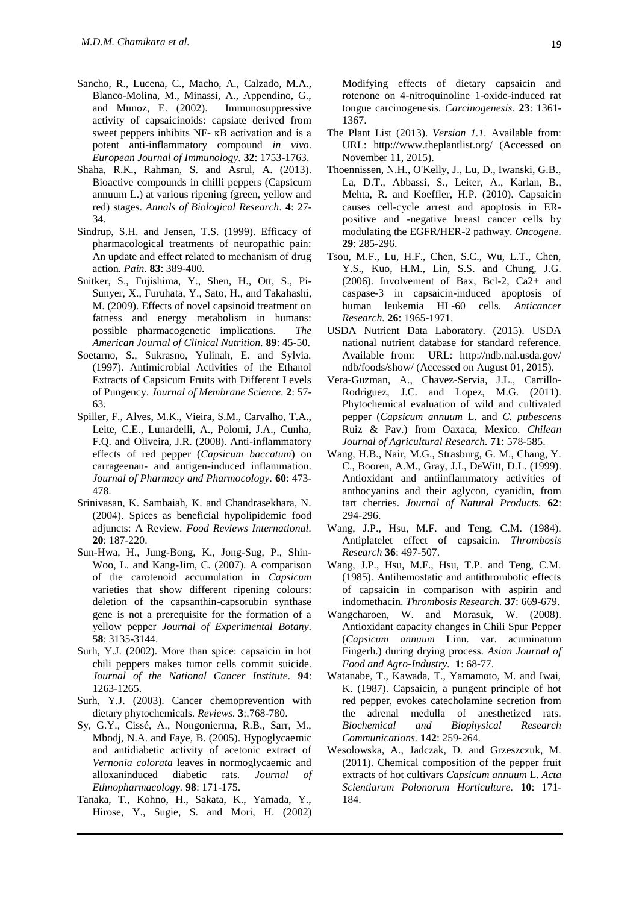Sancho, R., Lucena, C., Macho, A., Calzado, M.A., Blanco-Molina, M., Minassi, A., Appendino, G., and Munoz, E. (2002). Immunosuppressive activity of capsaicinoids: capsiate derived from sweet peppers inhibits NF- κB activation and is a potent anti-inflammatory compound *in vivo*. *European Journal of Immunology*. **32**: 1753-1763.

Shaha, R.K., Rahman, S. and Asrul, A. (2013). Bioactive compounds in chilli peppers (Capsicum annuum L.) at various ripening (green, yellow and red) stages. *Annals of Biological Research*. **4**: 27-34.

Sindrup, S.H. and Jensen, T.S. (1999). Efficacy of pharmacological treatments of neuropathic pain: An update and effect related to mechanism of drug action. *Pain.* **83**: 389-400.

Snitker, S., Fujishima, Y., Shen, H., Ott, S., Pi-Sunyer, X., Furuhata, Y., Sato, H., and Takahashi, M. (2009). Effects of novel capsinoid treatment on fatness and energy metabolism in humans: possible pharmacogenetic implications. *The American Journal of Clinical Nutrition*. **89**: 45-50.

Soetarno, S., Sukrasno, Yulinah, E. and Sylvia. (1997). Antimicrobial Activities of the Ethanol Extracts of Capsicum Fruits with Different Levels of Pungency. *Journal of Membrane Science*. **2**: 57-63.

Spiller, F., Alves, M.K., Vieira, S.M., Carvalho, T.A., Leite, C.E., Lunardelli, A., Polomi, J.A., Cunha, F.Q. and Oliveira, J.R. (2008). Anti-inflammatory effects of red pepper (*Capsicum baccatum*) on carrageenan- and antigen-induced inflammation. *Journal of Pharmacy and Pharmocology*. **60**: 473-478.

Srinivasan, K. Sambaiah, K. and Chandrasekhara, N. (2004). Spices as beneficial hypolipidemic food adjuncts: A Review. *Food Reviews International*. **20**: 187-220.

Sun-Hwa, H., Jung-Bong, K., Jong-Sug, P., Shin-Woo, L. and Kang-Jim, C. (2007). A comparison of the carotenoid accumulation in *Capsicum* varieties that show different ripening colours: deletion of the capsanthin-capsorubin synthase gene is not a prerequisite for the formation of a yellow pepper *Journal of Experimental Botany*. **58**: 3135-3144.

Surh, Y.J. (2002). More than spice: capsaicin in hot chili peppers makes tumor cells commit suicide. *Journal of the National Cancer Institute*. **94**: 1263-1265.

Surh, Y.J. (2003). Cancer chemoprevention with dietary phytochemicals. *Reviews*. **3**:.768-780.

Sy, G.Y., Cissé, A., Nongonierma, R.B., Sarr, M., Mbodj, N.A. and Faye, B. (2005). Hypoglycaemic and antidiabetic activity of acetonic extract of *Vernonia colorata* leaves in normoglycaemic and alloxaninduced diabetic rats. *Journal of Ethnopharmacology.* **98**: 171-175.

Tanaka, T., Kohno, H., Sakata, K., Yamada, Y., Hirose, Y., Sugie, S. and Mori, H. (2002) Modifying effects of dietary capsaicin and rotenone on 4-nitroquinoline 1-oxide-induced rat tongue carcinogenesis. *Carcinogenesis.* **23**: 1361-1367.

The Plant List (2013). *Version 1.1*. Available from: URL: http://www.theplantlist.org/ (Accessed on November 11, 2015).

Thoennissen, N.H., O'Kelly, J., Lu, D., Iwanski, G.B., La, D.T., Abbassi, S., Leiter, A., Karlan, B., Mehta, R. and Koeffler, H.P. (2010). Capsaicin causes cell-cycle arrest and apoptosis in ER-positive and -negative breast cancer cells by modulating the EGFR/HER-2 pathway. *Oncogene.* **29**: 285-296.

Tsou, M.F., Lu, H.F., Chen, S.C., Wu, L.T., Chen, Y.S., Kuo, H.M., Lin, S.S. and Chung, J.G. (2006). Involvement of Bax, Bcl-2, Ca2+ and caspase-3 in capsaicin-induced apoptosis of human leukemia HL-60 cells. *Anticancer Research.* **26**: 1965-1971.

USDA Nutrient Data Laboratory. (2015). USDA national nutrient database for standard reference. Available from: URL: http://ndb.nal.usda.gov/ndb/foods/show/ (Accessed on August 01, 2015).

Vera-Guzman, A., Chavez-Servia, J.L., Carrillo-Rodriguez, J.C. and Lopez, M.G. (2011). Phytochemical evaluation of wild and cultivated pepper (*Capsicum annuum* L. and *C. pubescens* Ruiz & Pav.) from Oaxaca, Mexico. *Chilean Journal of Agricultural Research.* **71**: 578-585.

Wang, H.B., Nair, M.G., Strasburg, G. M., Chang, Y. C., Booren, A.M., Gray, J.I., DeWitt, D.L. (1999). Antioxidant and antiinflammatory activities of anthocyanins and their aglycon, cyanidin, from tart cherries. *Journal of Natural Products.* **62**: 294-296.

Wang, J.P., Hsu, M.F. and Teng, C.M. (1984). Antiplatelet effect of capsaicin. *Thrombosis Research* **36**: 497-507.

Wang, J.P., Hsu, M.F., Hsu, T.P. and Teng, C.M. (1985). Antihemostatic and antithrombotic effects of capsaicin in comparison with aspirin and indomethacin. *Thrombosis Research*. **37**: 669-679.

Wangcharoen, W. and Morasuk, W. (2008). Antioxidant capacity changes in Chili Spur Pepper (*Capsicum annuum* Linn. var. acuminatum Fingerh.) during drying process. *Asian Journal of Food and Agro-Industry*. **1**: 68-77.

Watanabe, T., Kawada, T., Yamamoto, M. and Iwai, K. (1987). Capsaicin, a pungent principle of hot red pepper, evokes catecholamine secretion from the adrenal medulla of anesthetized rats. *Biochemical and Biophysical Research Communications.* **142**: 259-264.

Wesolowska, A., Jadczak, D. and Grzeszczuk, M. (2011). Chemical composition of the pepper fruit extracts of hot cultivars *Capsicum annuum* L. *Acta Scientiarum Polonorum Horticulture*. **10**: 171-184.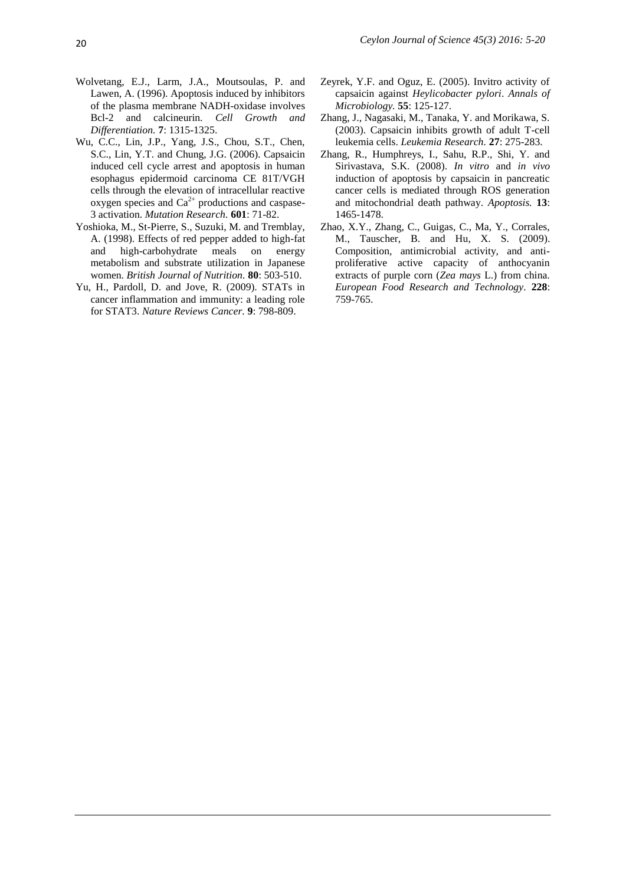Wolvetang, E.J., Larm, J.A., Moutsoulas, P. and Lawen, A. (1996). Apoptosis induced by inhibitors of the plasma membrane NADH-oxidase involves Bcl-2 and calcineurin. *Cell Growth and Differentiation.* **7**: 1315-1325.

Wu, C.C., Lin, J.P., Yang, J.S., Chou, S.T., Chen, S.C., Lin, Y.T. and Chung, J.G. (2006). Capsaicin induced cell cycle arrest and apoptosis in human esophagus epidermoid carcinoma CE 81T/VGH cells through the elevation of intracellular reactive oxygen species and $Ca^{2+}$ productions and caspase-3 activation. *Mutation Research.* **601**: 71-82.

Yoshioka, M., St-Pierre, S., Suzuki, M. and Tremblay, A. (1998). Effects of red pepper added to high-fat and high-carbohydrate meals on energy metabolism and substrate utilization in Japanese women. *British Journal of Nutrition.* **80**: 503-510.

Yu, H., Pardoll, D. and Jove, R. (2009). STATs in cancer inflammation and immunity: a leading role for STAT3. *Nature Reviews Cancer.* **9**: 798-809.

Zeyrek, Y.F. and Oguz, E. (2005). Invitro activity of capsaicin against *Heylicobacter pylori*. *Annals of Microbiology.* **55**: 125-127.

Zhang, J., Nagasaki, M., Tanaka, Y. and Morikawa, S. (2003). Capsaicin inhibits growth of adult T-cell leukemia cells. *Leukemia Research.* **27**: 275-283.

Zhang, R., Humphreys, I., Sahu, R.P., Shi, Y. and Sirivastava, S.K. (2008). *In vitro* and *in vivo* induction of apoptosis by capsaicin in pancreatic cancer cells is mediated through ROS generation and mitochondrial death pathway. *Apoptosis.* **13**: 1465-1478.

Zhao, X.Y., Zhang, C., Guigas, C., Ma, Y., Corrales, M., Tauscher, B. and Hu, X. S. (2009). Composition, antimicrobial activity, and anti-proliferative active capacity of anthocyanin extracts of purple corn (*Zea mays* L.) from china. *European Food Research and Technology*. **228**: 759-765.